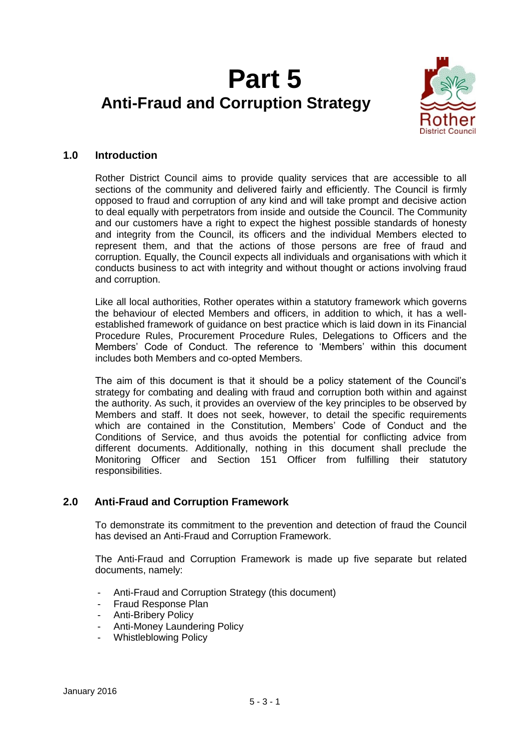# Part 5

## Anti-Fraud and Corruption Strategy

### 1.0 Introduction

Rother District Council aims to provide quality services that are accessible to all sections of the community and delivered fairly and efficiently. The Council is firmly opposed to fraud and corruption of any kind and will take prompt and decisive action to deal equally with perpetrators from inside and outside the Council. The Community and our customers have a right to expect the highest possible standards of honesty and integrity from the Council, its officers and the individual Members elected to represent them, and that the actions of those persons are free of fraud and corruption. Equally, the Council expects all individuals and organisations with which it conducts business to act with integrity and without thought or actions involving fraud and corruption.

Like all local authorities, Rother operates within a statutory framework which governs the behaviour of elected Members and officers, in addition to which, it has a well-established framework of guidance on best practice which is laid down in its Financial Procedure Rules, Procurement Procedure Rules, Delegations to Officers and the Members' Code of Conduct. The reference to 'Members' within this document includes both Members and co-opted Members.

The aim of this document is that it should be a policy statement of the Council's strategy for combating and dealing with fraud and corruption both within and against the authority. As such, it provides an overview of the key principles to be observed by Members and staff. It does not seek, however, to detail the specific requirements which are contained in the Constitution, Members' Code of Conduct and the Conditions of Service, and thus avoids the potential for conflicting advice from different documents. Additionally, nothing in this document shall preclude the Monitoring Officer and Section 151 Officer from fulfilling their statutory responsibilities.

### 2.0 Anti-Fraud and Corruption Framework

To demonstrate its commitment to the prevention and detection of fraud the Council has devised an Anti-Fraud and Corruption Framework.

The Anti-Fraud and Corruption Framework is made up five separate but related documents, namely:

- Anti-Fraud and Corruption Strategy (this document)
- Fraud Response Plan
- Anti-Bribery Policy
- Anti-Money Laundering Policy
- Whistleblowing Policy

January 2016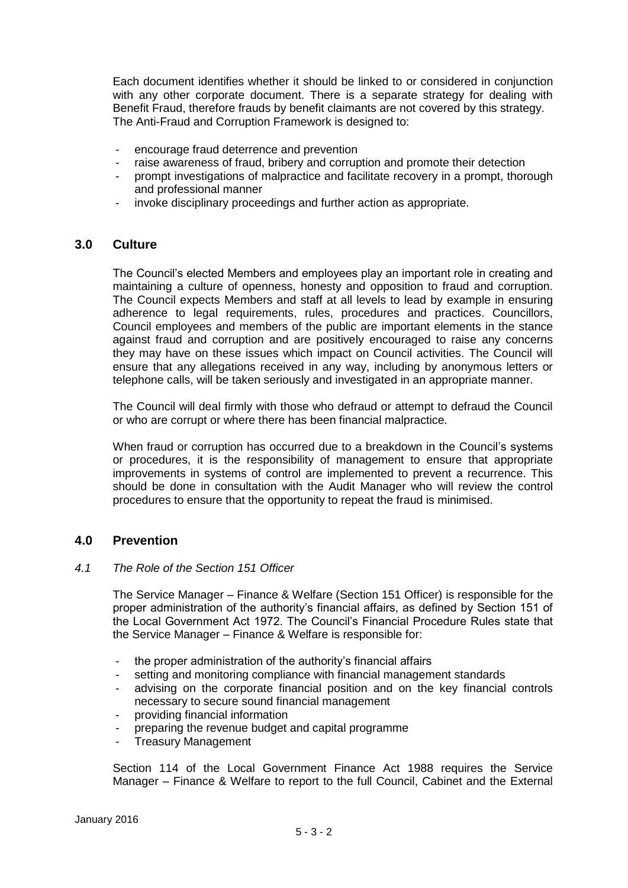Each document identifies whether it should be linked to or considered in conjunction with any other corporate document. There is a separate strategy for dealing with Benefit Fraud, therefore frauds by benefit claimants are not covered by this strategy. The Anti-Fraud and Corruption Framework is designed to:

- encourage fraud deterrence and prevention
- raise awareness of fraud, bribery and corruption and promote their detection
- prompt investigations of malpractice and facilitate recovery in a prompt, thorough and professional manner
- invoke disciplinary proceedings and further action as appropriate.

## 3.0 Culture

The Council's elected Members and employees play an important role in creating and maintaining a culture of openness, honesty and opposition to fraud and corruption. The Council expects Members and staff at all levels to lead by example in ensuring adherence to legal requirements, rules, procedures and practices. Councillors, Council employees and members of the public are important elements in the stance against fraud and corruption and are positively encouraged to raise any concerns they may have on these issues which impact on Council activities. The Council will ensure that any allegations received in any way, including by anonymous letters or telephone calls, will be taken seriously and investigated in an appropriate manner.

The Council will deal firmly with those who defraud or attempt to defraud the Council or who are corrupt or where there has been financial malpractice.

When fraud or corruption has occurred due to a breakdown in the Council's systems or procedures, it is the responsibility of management to ensure that appropriate improvements in systems of control are implemented to prevent a recurrence. This should be done in consultation with the Audit Manager who will review the control procedures to ensure that the opportunity to repeat the fraud is minimised.

## 4.0 Prevention

### *4.1 The Role of the Section 151 Officer*

The Service Manager – Finance & Welfare (Section 151 Officer) is responsible for the proper administration of the authority's financial affairs, as defined by Section 151 of the Local Government Act 1972. The Council's Financial Procedure Rules state that the Service Manager – Finance & Welfare is responsible for:

- the proper administration of the authority's financial affairs
- setting and monitoring compliance with financial management standards
- advising on the corporate financial position and on the key financial controls necessary to secure sound financial management
- providing financial information
- preparing the revenue budget and capital programme
- Treasury Management

Section 114 of the Local Government Finance Act 1988 requires the Service Manager – Finance & Welfare to report to the full Council, Cabinet and the External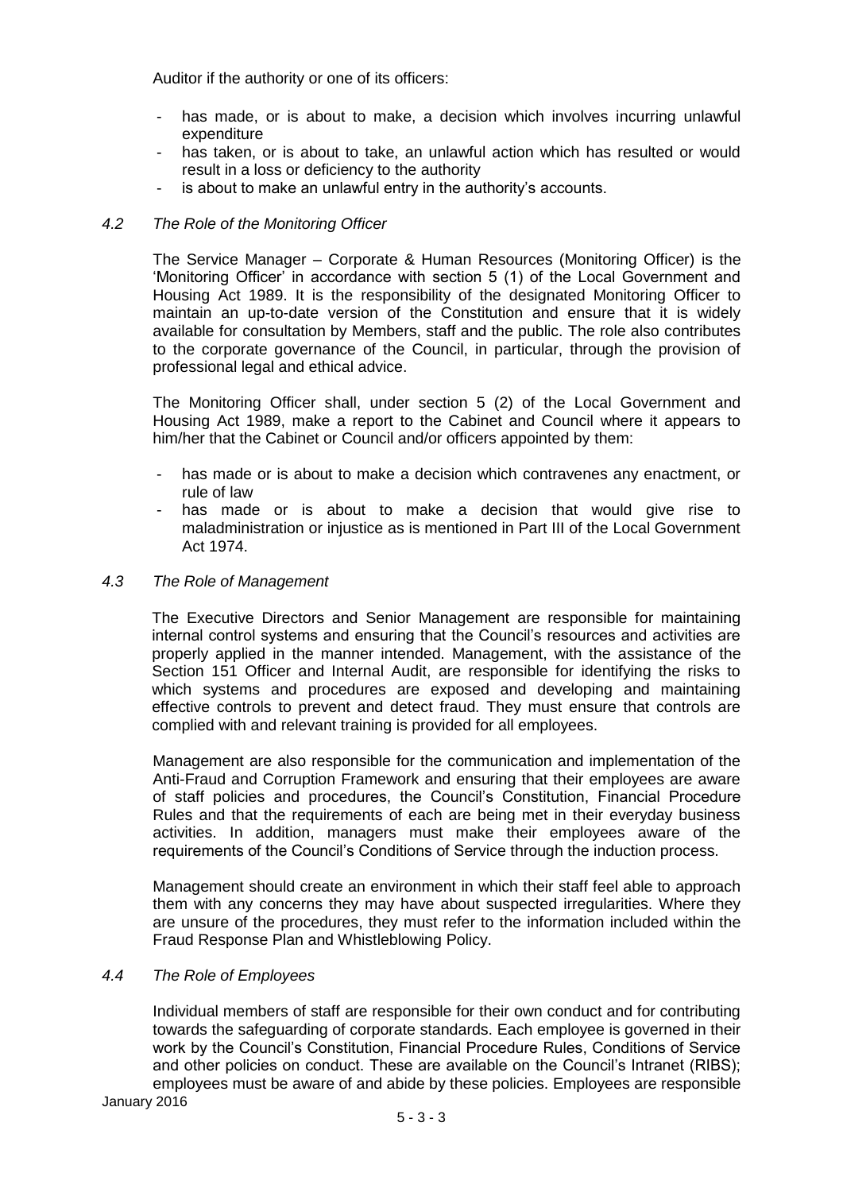Auditor if the authority or one of its officers:

- has made, or is about to make, a decision which involves incurring unlawful expenditure
- has taken, or is about to take, an unlawful action which has resulted or would result in a loss or deficiency to the authority
- is about to make an unlawful entry in the authority's accounts.

### *4.2 The Role of the Monitoring Officer*

The Service Manager – Corporate & Human Resources (Monitoring Officer) is the 'Monitoring Officer' in accordance with section 5 (1) of the Local Government and Housing Act 1989. It is the responsibility of the designated Monitoring Officer to maintain an up-to-date version of the Constitution and ensure that it is widely available for consultation by Members, staff and the public. The role also contributes to the corporate governance of the Council, in particular, through the provision of professional legal and ethical advice.

The Monitoring Officer shall, under section 5 (2) of the Local Government and Housing Act 1989, make a report to the Cabinet and Council where it appears to him/her that the Cabinet or Council and/or officers appointed by them:

- has made or is about to make a decision which contravenes any enactment, or rule of law
- has made or is about to make a decision that would give rise to maladministration or injustice as is mentioned in Part III of the Local Government Act 1974.

### *4.3 The Role of Management*

The Executive Directors and Senior Management are responsible for maintaining internal control systems and ensuring that the Council's resources and activities are properly applied in the manner intended. Management, with the assistance of the Section 151 Officer and Internal Audit, are responsible for identifying the risks to which systems and procedures are exposed and developing and maintaining effective controls to prevent and detect fraud. They must ensure that controls are complied with and relevant training is provided for all employees.

Management are also responsible for the communication and implementation of the Anti-Fraud and Corruption Framework and ensuring that their employees are aware of staff policies and procedures, the Council's Constitution, Financial Procedure Rules and that the requirements of each are being met in their everyday business activities. In addition, managers must make their employees aware of the requirements of the Council's Conditions of Service through the induction process.

Management should create an environment in which their staff feel able to approach them with any concerns they may have about suspected irregularities. Where they are unsure of the procedures, they must refer to the information included within the Fraud Response Plan and Whistleblowing Policy.

### *4.4 The Role of Employees*

Individual members of staff are responsible for their own conduct and for contributing towards the safeguarding of corporate standards. Each employee is governed in their work by the Council's Constitution, Financial Procedure Rules, Conditions of Service and other policies on conduct. These are available on the Council's Intranet (RIBS); employees must be aware of and abide by these policies. Employees are responsible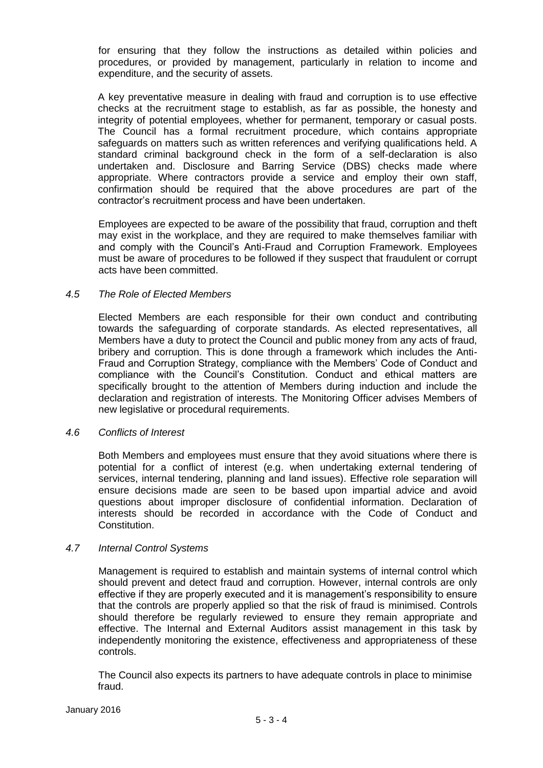for ensuring that they follow the instructions as detailed within policies and procedures, or provided by management, particularly in relation to income and expenditure, and the security of assets.

A key preventative measure in dealing with fraud and corruption is to use effective checks at the recruitment stage to establish, as far as possible, the honesty and integrity of potential employees, whether for permanent, temporary or casual posts. The Council has a formal recruitment procedure, which contains appropriate safeguards on matters such as written references and verifying qualifications held. A standard criminal background check in the form of a self-declaration is also undertaken and. Disclosure and Barring Service (DBS) checks made where appropriate. Where contractors provide a service and employ their own staff, confirmation should be required that the above procedures are part of the contractor's recruitment process and have been undertaken.

Employees are expected to be aware of the possibility that fraud, corruption and theft may exist in the workplace, and they are required to make themselves familiar with and comply with the Council's Anti-Fraud and Corruption Framework. Employees must be aware of procedures to be followed if they suspect that fraudulent or corrupt acts have been committed.

### *4.5 The Role of Elected Members*

Elected Members are each responsible for their own conduct and contributing towards the safeguarding of corporate standards. As elected representatives, all Members have a duty to protect the Council and public money from any acts of fraud, bribery and corruption. This is done through a framework which includes the Anti-Fraud and Corruption Strategy, compliance with the Members' Code of Conduct and compliance with the Council's Constitution. Conduct and ethical matters are specifically brought to the attention of Members during induction and include the declaration and registration of interests. The Monitoring Officer advises Members of new legislative or procedural requirements.

### *4.6 Conflicts of Interest*

Both Members and employees must ensure that they avoid situations where there is potential for a conflict of interest (e.g. when undertaking external tendering of services, internal tendering, planning and land issues). Effective role separation will ensure decisions made are seen to be based upon impartial advice and avoid questions about improper disclosure of confidential information. Declaration of interests should be recorded in accordance with the Code of Conduct and Constitution.

### *4.7 Internal Control Systems*

Management is required to establish and maintain systems of internal control which should prevent and detect fraud and corruption. However, internal controls are only effective if they are properly executed and it is management's responsibility to ensure that the controls are properly applied so that the risk of fraud is minimised. Controls should therefore be regularly reviewed to ensure they remain appropriate and effective. The Internal and External Auditors assist management in this task by independently monitoring the existence, effectiveness and appropriateness of these controls.

The Council also expects its partners to have adequate controls in place to minimise fraud.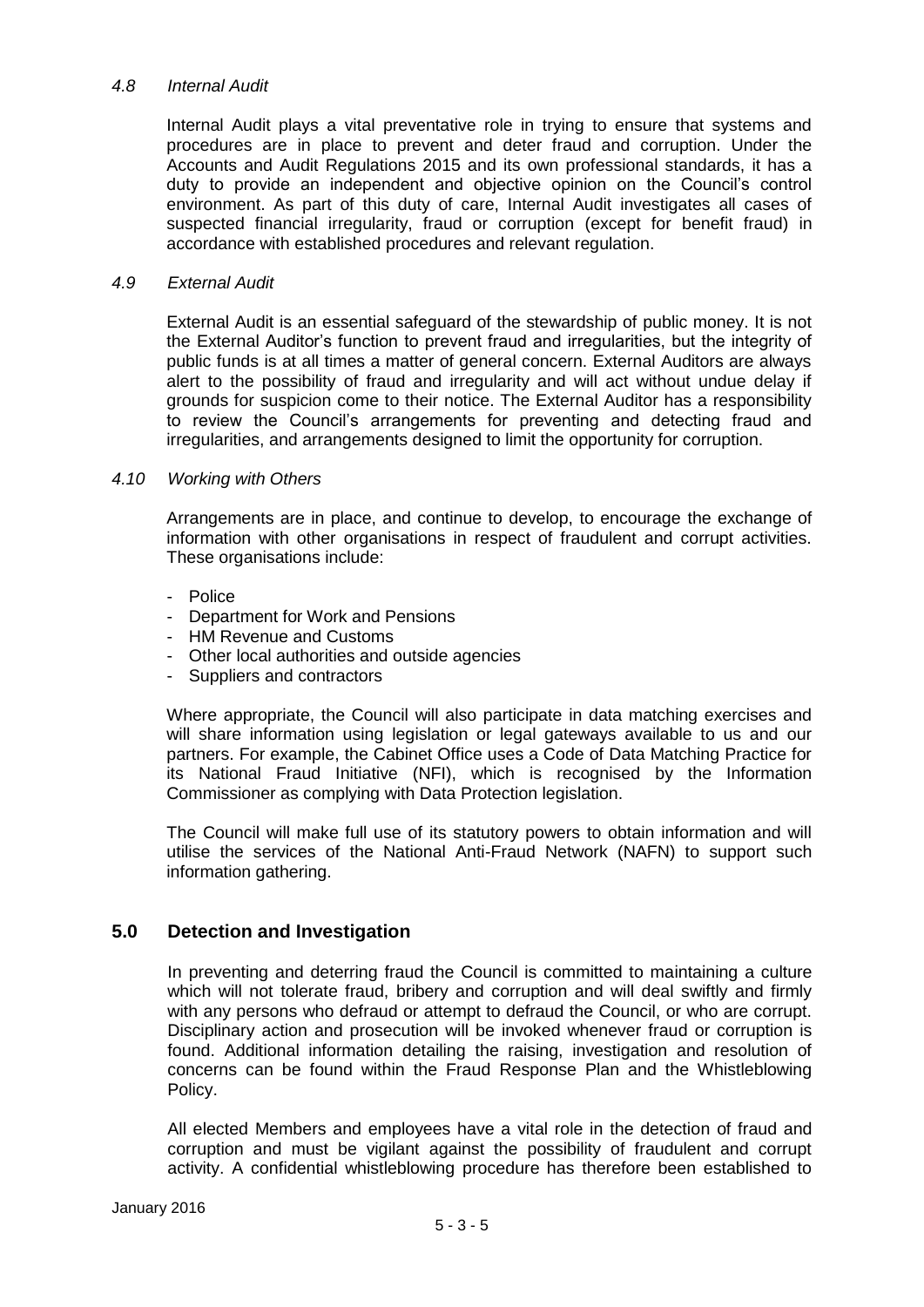### *4.8 Internal Audit*

Internal Audit plays a vital preventative role in trying to ensure that systems and procedures are in place to prevent and deter fraud and corruption. Under the Accounts and Audit Regulations 2015 and its own professional standards, it has a duty to provide an independent and objective opinion on the Council's control environment. As part of this duty of care, Internal Audit investigates all cases of suspected financial irregularity, fraud or corruption (except for benefit fraud) in accordance with established procedures and relevant regulation.

### *4.9 External Audit*

External Audit is an essential safeguard of the stewardship of public money. It is not the External Auditor's function to prevent fraud and irregularities, but the integrity of public funds is at all times a matter of general concern. External Auditors are always alert to the possibility of fraud and irregularity and will act without undue delay if grounds for suspicion come to their notice. The External Auditor has a responsibility to review the Council's arrangements for preventing and detecting fraud and irregularities, and arrangements designed to limit the opportunity for corruption.

### *4.10 Working with Others*

Arrangements are in place, and continue to develop, to encourage the exchange of information with other organisations in respect of fraudulent and corrupt activities. These organisations include:

- Police
- Department for Work and Pensions
- HM Revenue and Customs
- Other local authorities and outside agencies
- Suppliers and contractors

Where appropriate, the Council will also participate in data matching exercises and will share information using legislation or legal gateways available to us and our partners. For example, the Cabinet Office uses a Code of Data Matching Practice for its National Fraud Initiative (NFI), which is recognised by the Information Commissioner as complying with Data Protection legislation.

The Council will make full use of its statutory powers to obtain information and will utilise the services of the National Anti-Fraud Network (NAFN) to support such information gathering.

## 5.0 Detection and Investigation

In preventing and deterring fraud the Council is committed to maintaining a culture which will not tolerate fraud, bribery and corruption and will deal swiftly and firmly with any persons who defraud or attempt to defraud the Council, or who are corrupt. Disciplinary action and prosecution will be invoked whenever fraud or corruption is found. Additional information detailing the raising, investigation and resolution of concerns can be found within the Fraud Response Plan and the Whistleblowing Policy.

All elected Members and employees have a vital role in the detection of fraud and corruption and must be vigilant against the possibility of fraudulent and corrupt activity. A confidential whistleblowing procedure has therefore been established to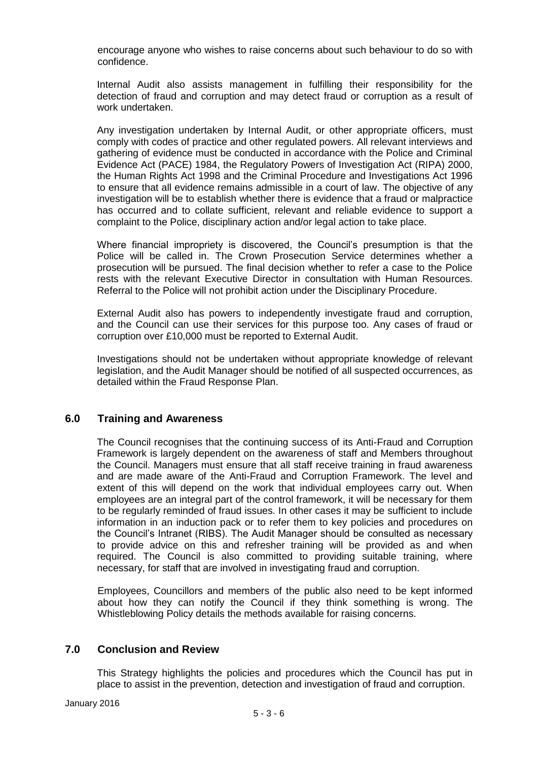encourage anyone who wishes to raise concerns about such behaviour to do so with confidence.

Internal Audit also assists management in fulfilling their responsibility for the detection of fraud and corruption and may detect fraud or corruption as a result of work undertaken.

Any investigation undertaken by Internal Audit, or other appropriate officers, must comply with codes of practice and other regulated powers. All relevant interviews and gathering of evidence must be conducted in accordance with the Police and Criminal Evidence Act (PACE) 1984, the Regulatory Powers of Investigation Act (RIPA) 2000, the Human Rights Act 1998 and the Criminal Procedure and Investigations Act 1996 to ensure that all evidence remains admissible in a court of law. The objective of any investigation will be to establish whether there is evidence that a fraud or malpractice has occurred and to collate sufficient, relevant and reliable evidence to support a complaint to the Police, disciplinary action and/or legal action to take place.

Where financial impropriety is discovered, the Council's presumption is that the Police will be called in. The Crown Prosecution Service determines whether a prosecution will be pursued. The final decision whether to refer a case to the Police rests with the relevant Executive Director in consultation with Human Resources. Referral to the Police will not prohibit action under the Disciplinary Procedure.

External Audit also has powers to independently investigate fraud and corruption, and the Council can use their services for this purpose too. Any cases of fraud or corruption over £10,000 must be reported to External Audit.

Investigations should not be undertaken without appropriate knowledge of relevant legislation, and the Audit Manager should be notified of all suspected occurrences, as detailed within the Fraud Response Plan.

## 6.0 Training and Awareness

The Council recognises that the continuing success of its Anti-Fraud and Corruption Framework is largely dependent on the awareness of staff and Members throughout the Council. Managers must ensure that all staff receive training in fraud awareness and are made aware of the Anti-Fraud and Corruption Framework. The level and extent of this will depend on the work that individual employees carry out. When employees are an integral part of the control framework, it will be necessary for them to be regularly reminded of fraud issues. In other cases it may be sufficient to include information in an induction pack or to refer them to key policies and procedures on the Council's Intranet (RIBS). The Audit Manager should be consulted as necessary to provide advice on this and refresher training will be provided as and when required. The Council is also committed to providing suitable training, where necessary, for staff that are involved in investigating fraud and corruption.

Employees, Councillors and members of the public also need to be kept informed about how they can notify the Council if they think something is wrong. The Whistleblowing Policy details the methods available for raising concerns.

## 7.0 Conclusion and Review

This Strategy highlights the policies and procedures which the Council has put in place to assist in the prevention, detection and investigation of fraud and corruption.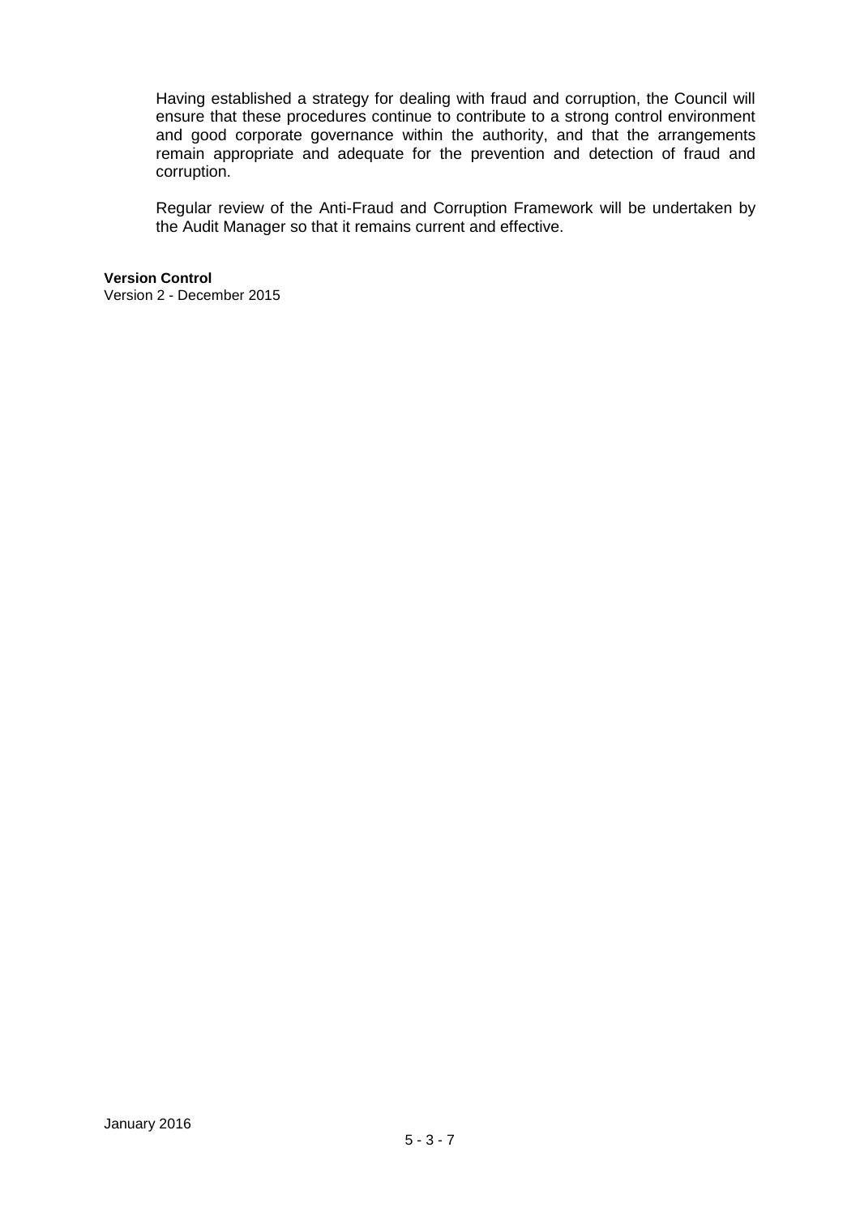Having established a strategy for dealing with fraud and corruption, the Council will ensure that these procedures continue to contribute to a strong control environment and good corporate governance within the authority, and that the arrangements remain appropriate and adequate for the prevention and detection of fraud and corruption.

Regular review of the Anti-Fraud and Corruption Framework will be undertaken by the Audit Manager so that it remains current and effective.

**Version Control**

Version 2 - December 2015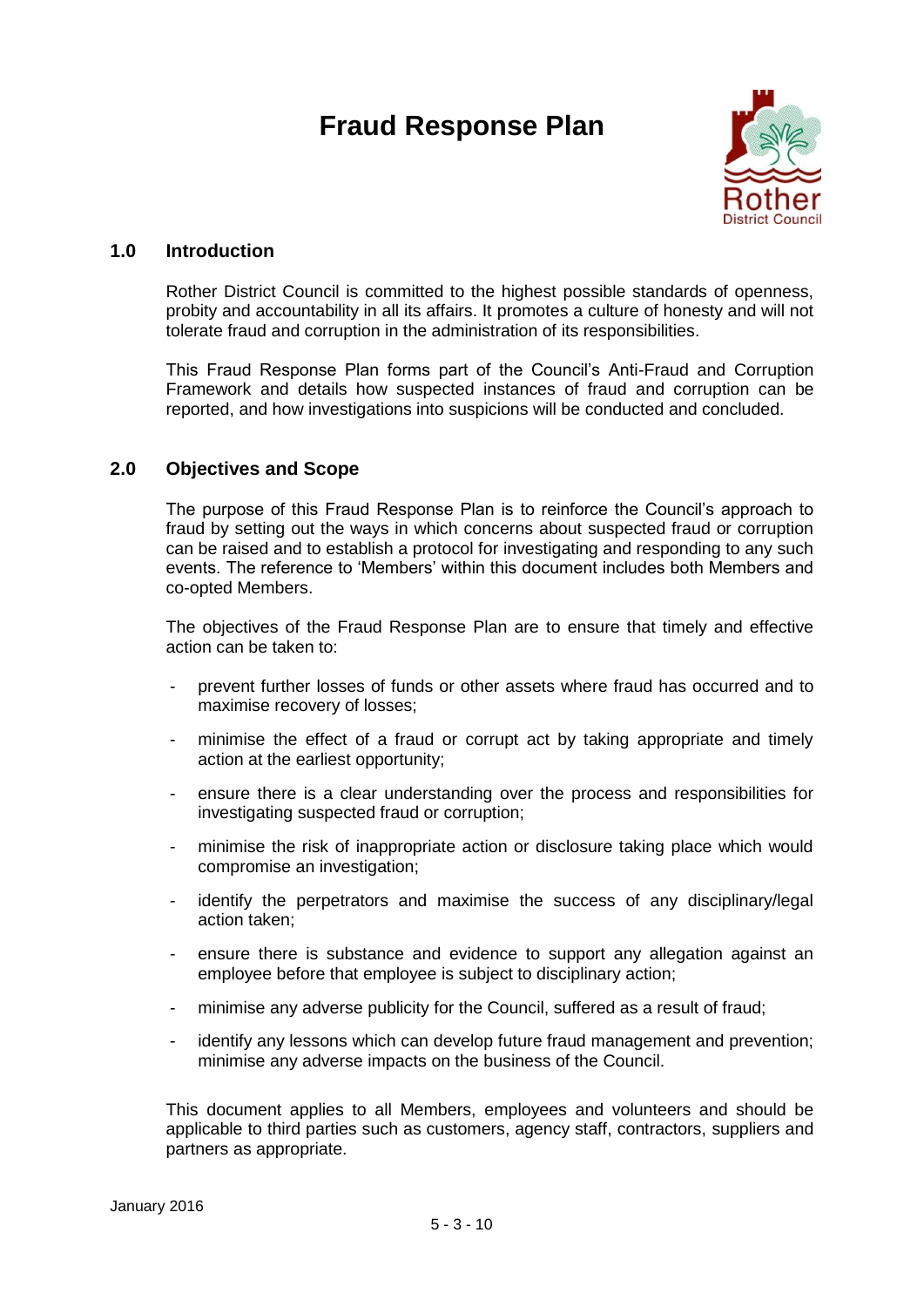# Fraud Response Plan

## 1.0 Introduction

Rother District Council is committed to the highest possible standards of openness, probity and accountability in all its affairs. It promotes a culture of honesty and will not tolerate fraud and corruption in the administration of its responsibilities.

This Fraud Response Plan forms part of the Council's Anti-Fraud and Corruption Framework and details how suspected instances of fraud and corruption can be reported, and how investigations into suspicions will be conducted and concluded.

## 2.0 Objectives and Scope

The purpose of this Fraud Response Plan is to reinforce the Council's approach to fraud by setting out the ways in which concerns about suspected fraud or corruption can be raised and to establish a protocol for investigating and responding to any such events. The reference to 'Members' within this document includes both Members and co-opted Members.

The objectives of the Fraud Response Plan are to ensure that timely and effective action can be taken to:

- prevent further losses of funds or other assets where fraud has occurred and to maximise recovery of losses;
- minimise the effect of a fraud or corrupt act by taking appropriate and timely action at the earliest opportunity;
- ensure there is a clear understanding over the process and responsibilities for investigating suspected fraud or corruption;
- minimise the risk of inappropriate action or disclosure taking place which would compromise an investigation;
- identify the perpetrators and maximise the success of any disciplinary/legal action taken;
- ensure there is substance and evidence to support any allegation against an employee before that employee is subject to disciplinary action;
- minimise any adverse publicity for the Council, suffered as a result of fraud;
- identify any lessons which can develop future fraud management and prevention; minimise any adverse impacts on the business of the Council.

This document applies to all Members, employees and volunteers and should be applicable to third parties such as customers, agency staff, contractors, suppliers and partners as appropriate.

January 2016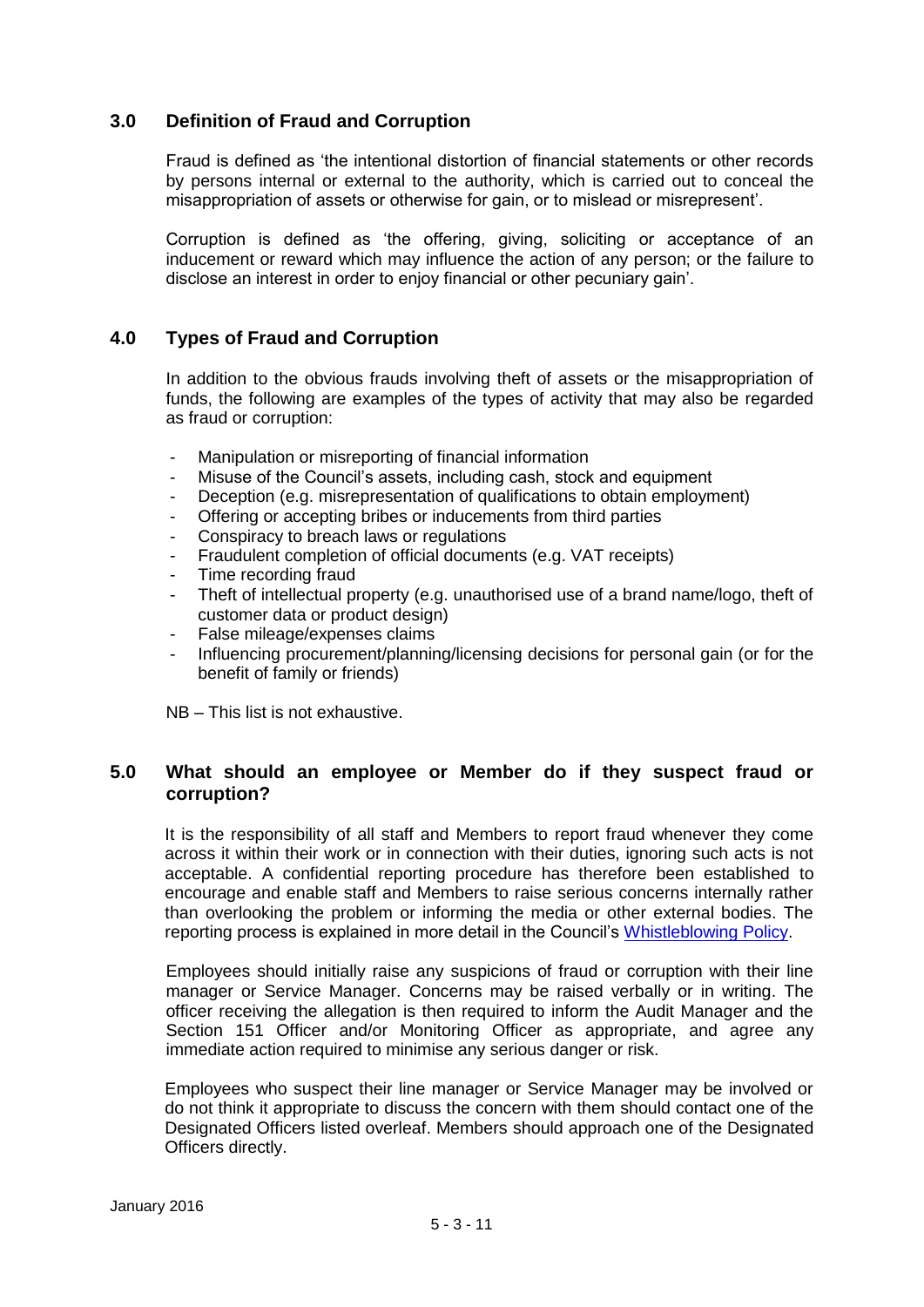## 3.0 Definition of Fraud and Corruption

Fraud is defined as 'the intentional distortion of financial statements or other records by persons internal or external to the authority, which is carried out to conceal the misappropriation of assets or otherwise for gain, or to mislead or misrepresent'.

Corruption is defined as 'the offering, giving, soliciting or acceptance of an inducement or reward which may influence the action of any person; or the failure to disclose an interest in order to enjoy financial or other pecuniary gain'.

## 4.0 Types of Fraud and Corruption

In addition to the obvious frauds involving theft of assets or the misappropriation of funds, the following are examples of the types of activity that may also be regarded as fraud or corruption:

- Manipulation or misreporting of financial information
- Misuse of the Council's assets, including cash, stock and equipment
- Deception (e.g. misrepresentation of qualifications to obtain employment)
- Offering or accepting bribes or inducements from third parties
- Conspiracy to breach laws or regulations
- Fraudulent completion of official documents (e.g. VAT receipts)
- Time recording fraud
- Theft of intellectual property (e.g. unauthorised use of a brand name/logo, theft of customer data or product design)
- False mileage/expenses claims
- Influencing procurement/planning/licensing decisions for personal gain (or for the benefit of family or friends)

NB – This list is not exhaustive.

## 5.0 What should an employee or Member do if they suspect fraud or corruption?

It is the responsibility of all staff and Members to report fraud whenever they come across it within their work or in connection with their duties, ignoring such acts is not acceptable. A confidential reporting procedure has therefore been established to encourage and enable staff and Members to raise serious concerns internally rather than overlooking the problem or informing the media or other external bodies. The reporting process is explained in more detail in the Council's Whistleblowing Policy.

Employees should initially raise any suspicions of fraud or corruption with their line manager or Service Manager. Concerns may be raised verbally or in writing. The officer receiving the allegation is then required to inform the Audit Manager and the Section 151 Officer and/or Monitoring Officer as appropriate, and agree any immediate action required to minimise any serious danger or risk.

Employees who suspect their line manager or Service Manager may be involved or do not think it appropriate to discuss the concern with them should contact one of the Designated Officers listed overleaf. Members should approach one of the Designated Officers directly.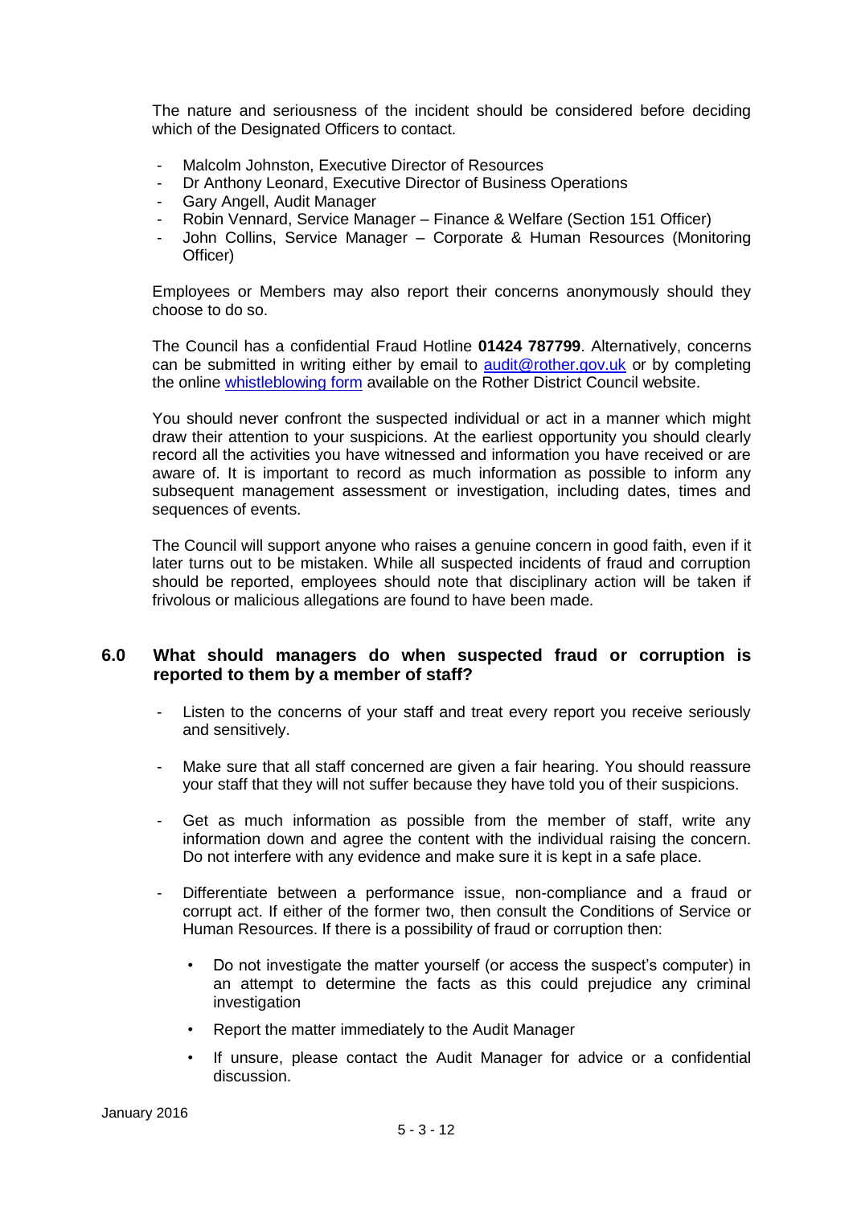The nature and seriousness of the incident should be considered before deciding which of the Designated Officers to contact.

- Malcolm Johnston, Executive Director of Resources
- Dr Anthony Leonard, Executive Director of Business Operations
- Gary Angell, Audit Manager
- Robin Vennard, Service Manager – Finance & Welfare (Section 151 Officer)
- John Collins, Service Manager – Corporate & Human Resources (Monitoring Officer)

Employees or Members may also report their concerns anonymously should they choose to do so.

The Council has a confidential Fraud Hotline **01424 787799**. Alternatively, concerns can be submitted in writing either by email to audit@rother.gov.uk or by completing the online whistleblowing form available on the Rother District Council website.

You should never confront the suspected individual or act in a manner which might draw their attention to your suspicions. At the earliest opportunity you should clearly record all the activities you have witnessed and information you have received or are aware of. It is important to record as much information as possible to inform any subsequent management assessment or investigation, including dates, times and sequences of events.

The Council will support anyone who raises a genuine concern in good faith, even if it later turns out to be mistaken. While all suspected incidents of fraud and corruption should be reported, employees should note that disciplinary action will be taken if frivolous or malicious allegations are found to have been made.

## 6.0 What should managers do when suspected fraud or corruption is reported to them by a member of staff?

- Listen to the concerns of your staff and treat every report you receive seriously and sensitively.
- Make sure that all staff concerned are given a fair hearing. You should reassure your staff that they will not suffer because they have told you of their suspicions.
- Get as much information as possible from the member of staff, write any information down and agree the content with the individual raising the concern. Do not interfere with any evidence and make sure it is kept in a safe place.
- Differentiate between a performance issue, non-compliance and a fraud or corrupt act. If either of the former two, then consult the Conditions of Service or Human Resources. If there is a possibility of fraud or corruption then:
  - Do not investigate the matter yourself (or access the suspect's computer) in an attempt to determine the facts as this could prejudice any criminal investigation
  - Report the matter immediately to the Audit Manager
  - If unsure, please contact the Audit Manager for advice or a confidential discussion.

January 2016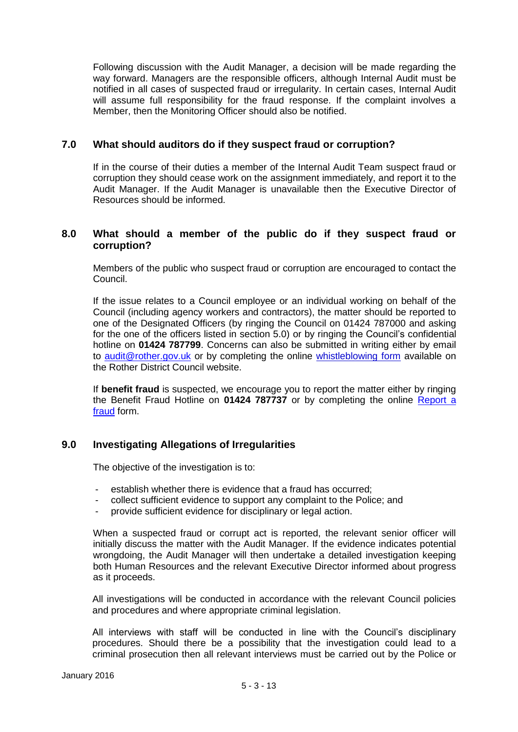Following discussion with the Audit Manager, a decision will be made regarding the way forward. Managers are the responsible officers, although Internal Audit must be notified in all cases of suspected fraud or irregularity. In certain cases, Internal Audit will assume full responsibility for the fraud response. If the complaint involves a Member, then the Monitoring Officer should also be notified.

## 7.0 What should auditors do if they suspect fraud or corruption?

If in the course of their duties a member of the Internal Audit Team suspect fraud or corruption they should cease work on the assignment immediately, and report it to the Audit Manager. If the Audit Manager is unavailable then the Executive Director of Resources should be informed.

## 8.0 What should a member of the public do if they suspect fraud or corruption?

Members of the public who suspect fraud or corruption are encouraged to contact the Council.

If the issue relates to a Council employee or an individual working on behalf of the Council (including agency workers and contractors), the matter should be reported to one of the Designated Officers (by ringing the Council on 01424 787000 and asking for the one of the officers listed in section 5.0) or by ringing the Council's confidential hotline on **01424 787799**. Concerns can also be submitted in writing either by email to audit@rother.gov.uk or by completing the online whistleblowing form available on the Rother District Council website.

If **benefit fraud** is suspected, we encourage you to report the matter either by ringing the Benefit Fraud Hotline on **01424 787737** or by completing the online Report a fraud form.

## 9.0 Investigating Allegations of Irregularities

The objective of the investigation is to:

- establish whether there is evidence that a fraud has occurred;
- collect sufficient evidence to support any complaint to the Police; and
- provide sufficient evidence for disciplinary or legal action.

When a suspected fraud or corrupt act is reported, the relevant senior officer will initially discuss the matter with the Audit Manager. If the evidence indicates potential wrongdoing, the Audit Manager will then undertake a detailed investigation keeping both Human Resources and the relevant Executive Director informed about progress as it proceeds.

All investigations will be conducted in accordance with the relevant Council policies and procedures and where appropriate criminal legislation.

All interviews with staff will be conducted in line with the Council's disciplinary procedures. Should there be a possibility that the investigation could lead to a criminal prosecution then all relevant interviews must be carried out by the Police or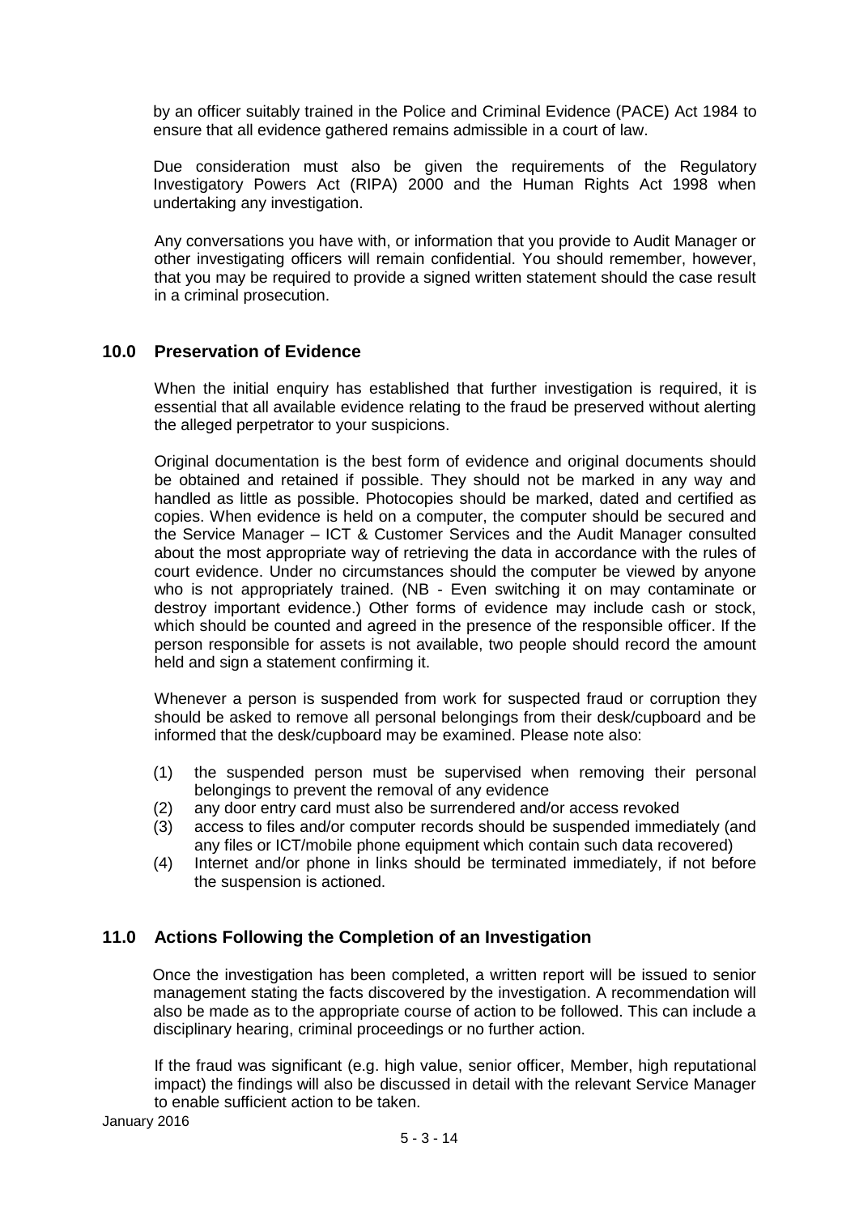by an officer suitably trained in the Police and Criminal Evidence (PACE) Act 1984 to ensure that all evidence gathered remains admissible in a court of law.

Due consideration must also be given the requirements of the Regulatory Investigatory Powers Act (RIPA) 2000 and the Human Rights Act 1998 when undertaking any investigation.

Any conversations you have with, or information that you provide to Audit Manager or other investigating officers will remain confidential. You should remember, however, that you may be required to provide a signed written statement should the case result in a criminal prosecution.

## 10.0 Preservation of Evidence

When the initial enquiry has established that further investigation is required, it is essential that all available evidence relating to the fraud be preserved without alerting the alleged perpetrator to your suspicions.

Original documentation is the best form of evidence and original documents should be obtained and retained if possible. They should not be marked in any way and handled as little as possible. Photocopies should be marked, dated and certified as copies. When evidence is held on a computer, the computer should be secured and the Service Manager – ICT & Customer Services and the Audit Manager consulted about the most appropriate way of retrieving the data in accordance with the rules of court evidence. Under no circumstances should the computer be viewed by anyone who is not appropriately trained. (NB - Even switching it on may contaminate or destroy important evidence.) Other forms of evidence may include cash or stock, which should be counted and agreed in the presence of the responsible officer. If the person responsible for assets is not available, two people should record the amount held and sign a statement confirming it.

Whenever a person is suspended from work for suspected fraud or corruption they should be asked to remove all personal belongings from their desk/cupboard and be informed that the desk/cupboard may be examined. Please note also:

(1) the suspended person must be supervised when removing their personal belongings to prevent the removal of any evidence
(2) any door entry card must also be surrendered and/or access revoked
(3) access to files and/or computer records should be suspended immediately (and any files or ICT/mobile phone equipment which contain such data recovered)
(4) Internet and/or phone in links should be terminated immediately, if not before the suspension is actioned.

## 11.0 Actions Following the Completion of an Investigation

Once the investigation has been completed, a written report will be issued to senior management stating the facts discovered by the investigation. A recommendation will also be made as to the appropriate course of action to be followed. This can include a disciplinary hearing, criminal proceedings or no further action.

If the fraud was significant (e.g. high value, senior officer, Member, high reputational impact) the findings will also be discussed in detail with the relevant Service Manager to enable sufficient action to be taken.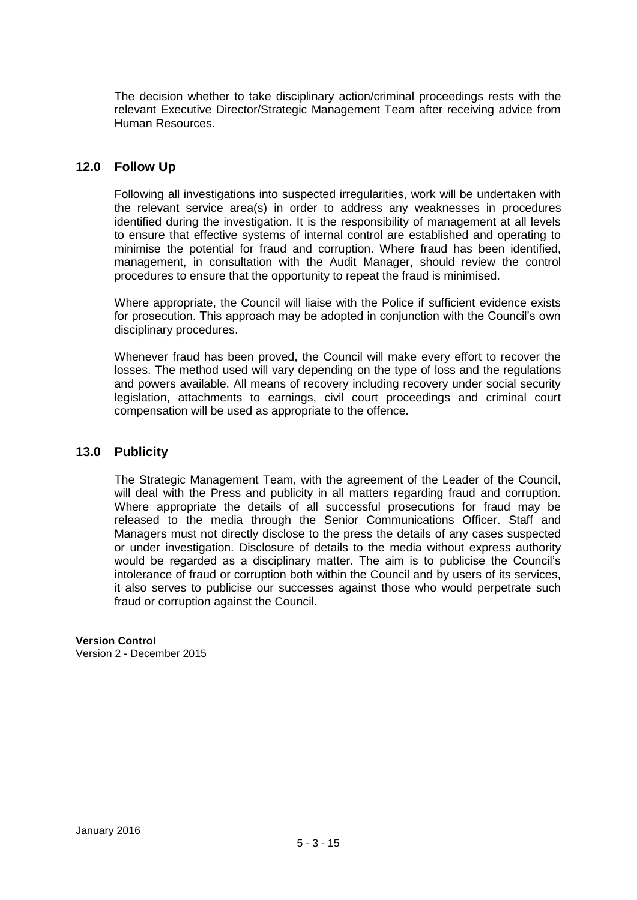The decision whether to take disciplinary action/criminal proceedings rests with the relevant Executive Director/Strategic Management Team after receiving advice from Human Resources.

## 12.0 Follow Up

Following all investigations into suspected irregularities, work will be undertaken with the relevant service area(s) in order to address any weaknesses in procedures identified during the investigation. It is the responsibility of management at all levels to ensure that effective systems of internal control are established and operating to minimise the potential for fraud and corruption. Where fraud has been identified, management, in consultation with the Audit Manager, should review the control procedures to ensure that the opportunity to repeat the fraud is minimised.

Where appropriate, the Council will liaise with the Police if sufficient evidence exists for prosecution. This approach may be adopted in conjunction with the Council's own disciplinary procedures.

Whenever fraud has been proved, the Council will make every effort to recover the losses. The method used will vary depending on the type of loss and the regulations and powers available. All means of recovery including recovery under social security legislation, attachments to earnings, civil court proceedings and criminal court compensation will be used as appropriate to the offence.

## 13.0 Publicity

The Strategic Management Team, with the agreement of the Leader of the Council, will deal with the Press and publicity in all matters regarding fraud and corruption. Where appropriate the details of all successful prosecutions for fraud may be released to the media through the Senior Communications Officer. Staff and Managers must not directly disclose to the press the details of any cases suspected or under investigation. Disclosure of details to the media without express authority would be regarded as a disciplinary matter. The aim is to publicise the Council's intolerance of fraud or corruption both within the Council and by users of its services, it also serves to publicise our successes against those who would perpetrate such fraud or corruption against the Council.

**Version Control**
Version 2 - December 2015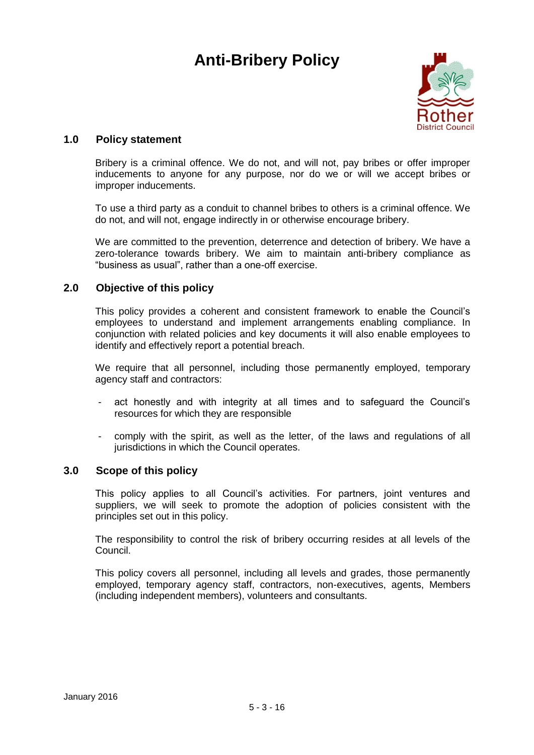# Anti-Bribery Policy

## 1.0 Policy statement

Bribery is a criminal offence. We do not, and will not, pay bribes or offer improper inducements to anyone for any purpose, nor do we or will we accept bribes or improper inducements.

To use a third party as a conduit to channel bribes to others is a criminal offence. We do not, and will not, engage indirectly in or otherwise encourage bribery.

We are committed to the prevention, deterrence and detection of bribery. We have a zero-tolerance towards bribery. We aim to maintain anti-bribery compliance as "business as usual", rather than a one-off exercise.

## 2.0 Objective of this policy

This policy provides a coherent and consistent framework to enable the Council's employees to understand and implement arrangements enabling compliance. In conjunction with related policies and key documents it will also enable employees to identify and effectively report a potential breach.

We require that all personnel, including those permanently employed, temporary agency staff and contractors:

- act honestly and with integrity at all times and to safeguard the Council's resources for which they are responsible
- comply with the spirit, as well as the letter, of the laws and regulations of all jurisdictions in which the Council operates.

## 3.0 Scope of this policy

This policy applies to all Council's activities. For partners, joint ventures and suppliers, we will seek to promote the adoption of policies consistent with the principles set out in this policy.

The responsibility to control the risk of bribery occurring resides at all levels of the Council.

This policy covers all personnel, including all levels and grades, those permanently employed, temporary agency staff, contractors, non-executives, agents, Members (including independent members), volunteers and consultants.

January 2016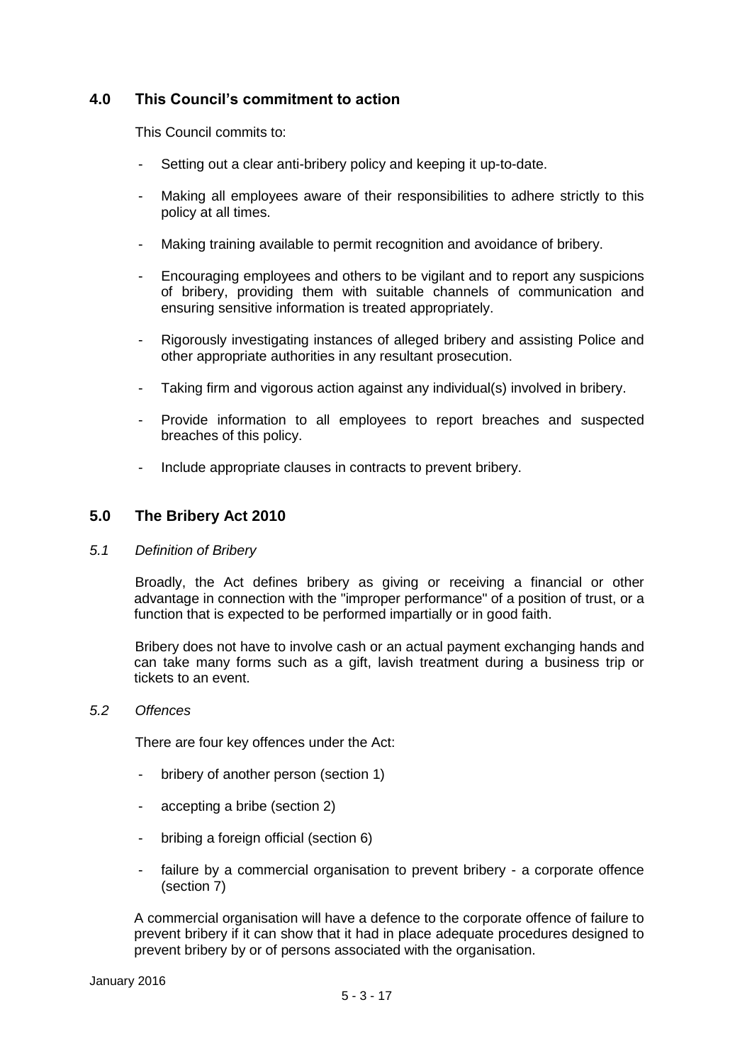## 4.0 This Council's commitment to action

This Council commits to:

- Setting out a clear anti-bribery policy and keeping it up-to-date.
- Making all employees aware of their responsibilities to adhere strictly to this policy at all times.
- Making training available to permit recognition and avoidance of bribery.
- Encouraging employees and others to be vigilant and to report any suspicions of bribery, providing them with suitable channels of communication and ensuring sensitive information is treated appropriately.
- Rigorously investigating instances of alleged bribery and assisting Police and other appropriate authorities in any resultant prosecution.
- Taking firm and vigorous action against any individual(s) involved in bribery.
- Provide information to all employees to report breaches and suspected breaches of this policy.
- Include appropriate clauses in contracts to prevent bribery.

## 5.0 The Bribery Act 2010

*5.1 Definition of Bribery*

Broadly, the Act defines bribery as giving or receiving a financial or other advantage in connection with the "improper performance" of a position of trust, or a function that is expected to be performed impartially or in good faith.

Bribery does not have to involve cash or an actual payment exchanging hands and can take many forms such as a gift, lavish treatment during a business trip or tickets to an event.

*5.2 Offences*

There are four key offences under the Act:

- bribery of another person (section 1)
- accepting a bribe (section 2)
- bribing a foreign official (section 6)
- failure by a commercial organisation to prevent bribery - a corporate offence (section 7)

A commercial organisation will have a defence to the corporate offence of failure to prevent bribery if it can show that it had in place adequate procedures designed to prevent bribery by or of persons associated with the organisation.

January 2016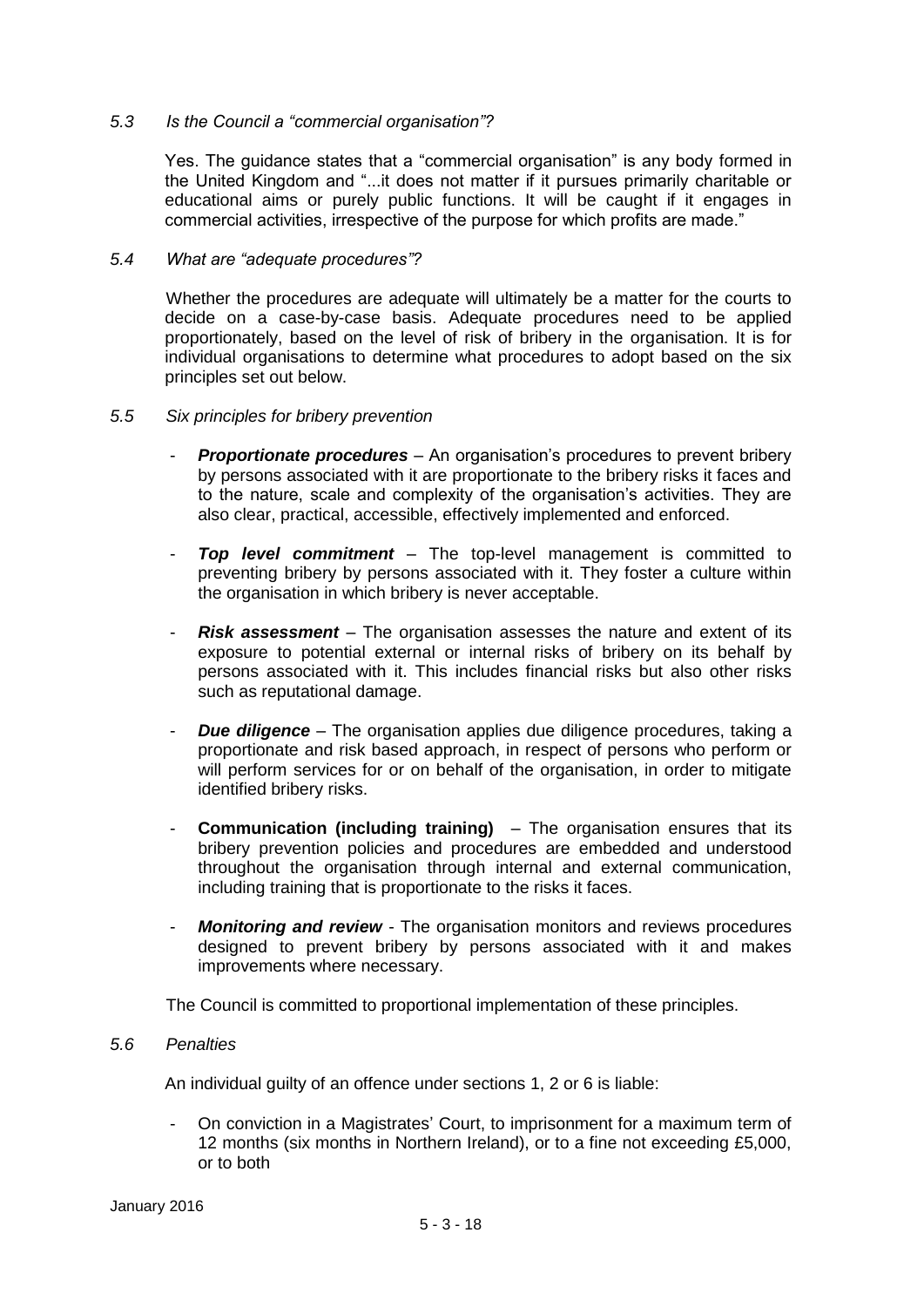### *5.3 Is the Council a "commercial organisation"?*

Yes. The guidance states that a "commercial organisation" is any body formed in the United Kingdom and "...it does not matter if it pursues primarily charitable or educational aims or purely public functions. It will be caught if it engages in commercial activities, irrespective of the purpose for which profits are made."

### *5.4 What are "adequate procedures"?*

Whether the procedures are adequate will ultimately be a matter for the courts to decide on a case-by-case basis. Adequate procedures need to be applied proportionately, based on the level of risk of bribery in the organisation. It is for individual organisations to determine what procedures to adopt based on the six principles set out below.

### *5.5 Six principles for bribery prevention*

- ***Proportionate procedures*** – An organisation's procedures to prevent bribery by persons associated with it are proportionate to the bribery risks it faces and to the nature, scale and complexity of the organisation's activities. They are also clear, practical, accessible, effectively implemented and enforced.
- ***Top level commitment*** – The top-level management is committed to preventing bribery by persons associated with it. They foster a culture within the organisation in which bribery is never acceptable.
- ***Risk assessment*** – The organisation assesses the nature and extent of its exposure to potential external or internal risks of bribery on its behalf by persons associated with it. This includes financial risks but also other risks such as reputational damage.
- ***Due diligence*** – The organisation applies due diligence procedures, taking a proportionate and risk based approach, in respect of persons who perform or will perform services for or on behalf of the organisation, in order to mitigate identified bribery risks.
- **Communication (including training)** – The organisation ensures that its bribery prevention policies and procedures are embedded and understood throughout the organisation through internal and external communication, including training that is proportionate to the risks it faces.
- ***Monitoring and review*** - The organisation monitors and reviews procedures designed to prevent bribery by persons associated with it and makes improvements where necessary.

The Council is committed to proportional implementation of these principles.

### *5.6 Penalties*

An individual guilty of an offence under sections 1, 2 or 6 is liable:

- On conviction in a Magistrates' Court, to imprisonment for a maximum term of 12 months (six months in Northern Ireland), or to a fine not exceeding £5,000, or to both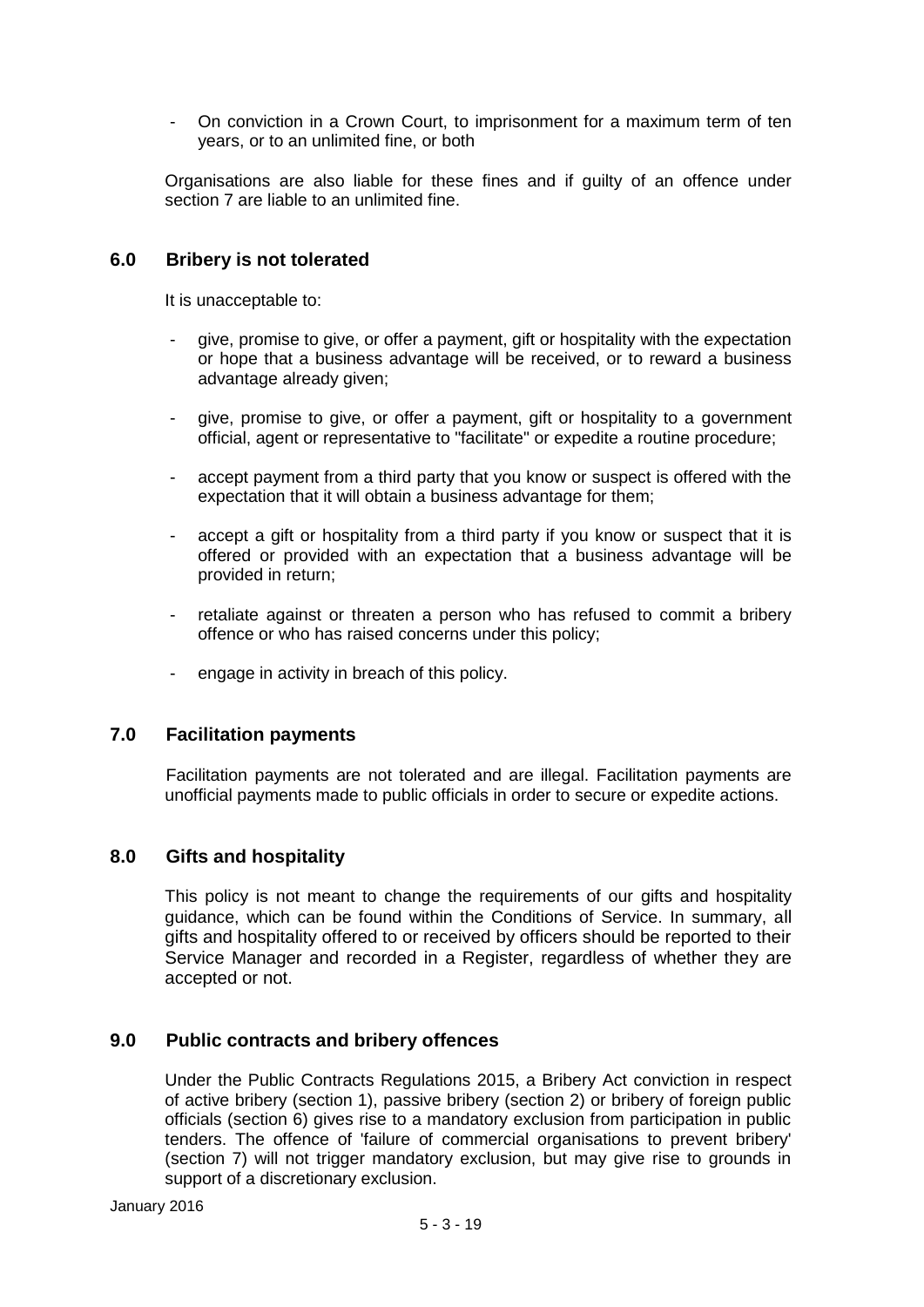- On conviction in a Crown Court, to imprisonment for a maximum term of ten years, or to an unlimited fine, or both

Organisations are also liable for these fines and if guilty of an offence under section 7 are liable to an unlimited fine.

## 6.0 Bribery is not tolerated

It is unacceptable to:

- give, promise to give, or offer a payment, gift or hospitality with the expectation or hope that a business advantage will be received, or to reward a business advantage already given;
- give, promise to give, or offer a payment, gift or hospitality to a government official, agent or representative to "facilitate" or expedite a routine procedure;
- accept payment from a third party that you know or suspect is offered with the expectation that it will obtain a business advantage for them;
- accept a gift or hospitality from a third party if you know or suspect that it is offered or provided with an expectation that a business advantage will be provided in return;
- retaliate against or threaten a person who has refused to commit a bribery offence or who has raised concerns under this policy;
- engage in activity in breach of this policy.

## 7.0 Facilitation payments

Facilitation payments are not tolerated and are illegal. Facilitation payments are unofficial payments made to public officials in order to secure or expedite actions.

## 8.0 Gifts and hospitality

This policy is not meant to change the requirements of our gifts and hospitality guidance, which can be found within the Conditions of Service. In summary, all gifts and hospitality offered to or received by officers should be reported to their Service Manager and recorded in a Register, regardless of whether they are accepted or not.

## 9.0 Public contracts and bribery offences

Under the Public Contracts Regulations 2015, a Bribery Act conviction in respect of active bribery (section 1), passive bribery (section 2) or bribery of foreign public officials (section 6) gives rise to a mandatory exclusion from participation in public tenders. The offence of 'failure of commercial organisations to prevent bribery' (section 7) will not trigger mandatory exclusion, but may give rise to grounds in support of a discretionary exclusion.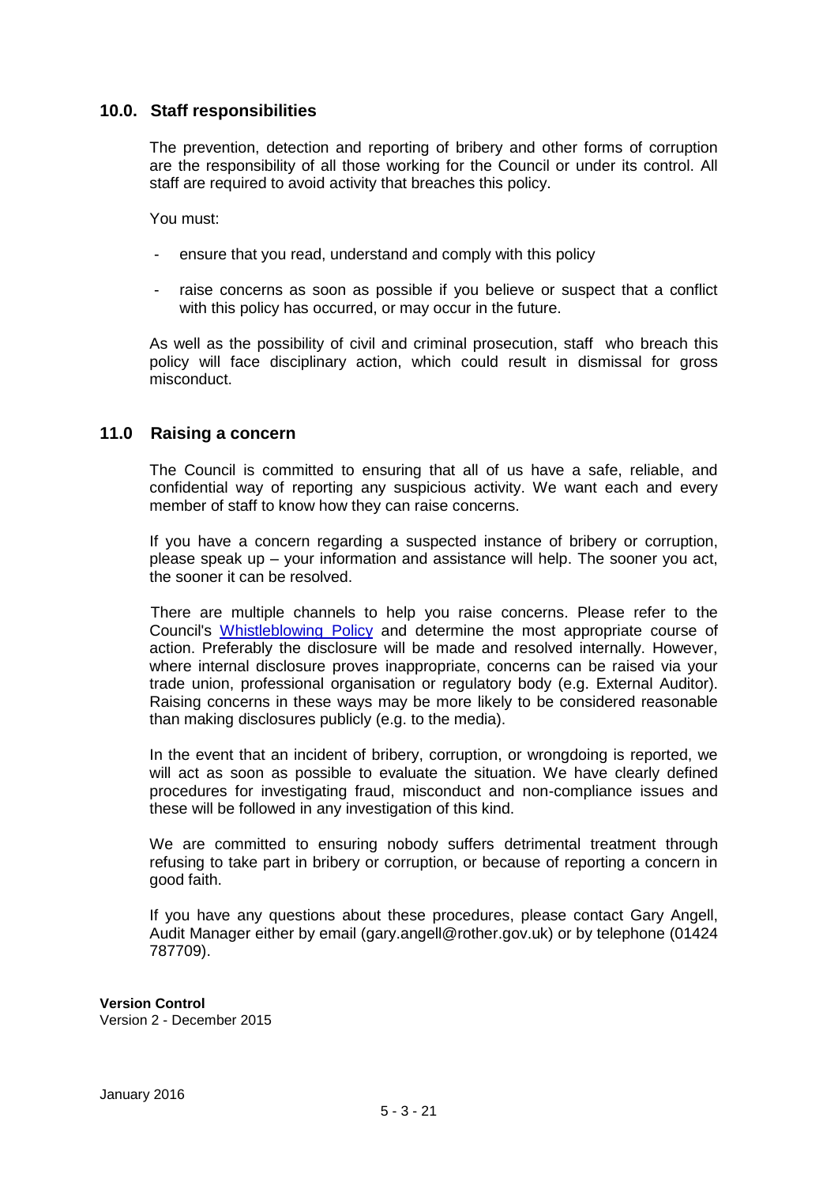## 10.0. Staff responsibilities

The prevention, detection and reporting of bribery and other forms of corruption are the responsibility of all those working for the Council or under its control. All staff are required to avoid activity that breaches this policy.

You must:

- ensure that you read, understand and comply with this policy
- raise concerns as soon as possible if you believe or suspect that a conflict with this policy has occurred, or may occur in the future.

As well as the possibility of civil and criminal prosecution, staff who breach this policy will face disciplinary action, which could result in dismissal for gross misconduct.

## 11.0 Raising a concern

The Council is committed to ensuring that all of us have a safe, reliable, and confidential way of reporting any suspicious activity. We want each and every member of staff to know how they can raise concerns.

If you have a concern regarding a suspected instance of bribery or corruption, please speak up – your information and assistance will help. The sooner you act, the sooner it can be resolved.

There are multiple channels to help you raise concerns. Please refer to the Council's Whistleblowing Policy and determine the most appropriate course of action. Preferably the disclosure will be made and resolved internally. However, where internal disclosure proves inappropriate, concerns can be raised via your trade union, professional organisation or regulatory body (e.g. External Auditor). Raising concerns in these ways may be more likely to be considered reasonable than making disclosures publicly (e.g. to the media).

In the event that an incident of bribery, corruption, or wrongdoing is reported, we will act as soon as possible to evaluate the situation. We have clearly defined procedures for investigating fraud, misconduct and non-compliance issues and these will be followed in any investigation of this kind.

We are committed to ensuring nobody suffers detrimental treatment through refusing to take part in bribery or corruption, or because of reporting a concern in good faith.

If you have any questions about these procedures, please contact Gary Angell, Audit Manager either by email (gary.angell@rother.gov.uk) or by telephone (01424 787709).

**Version Control**
Version 2 - December 2015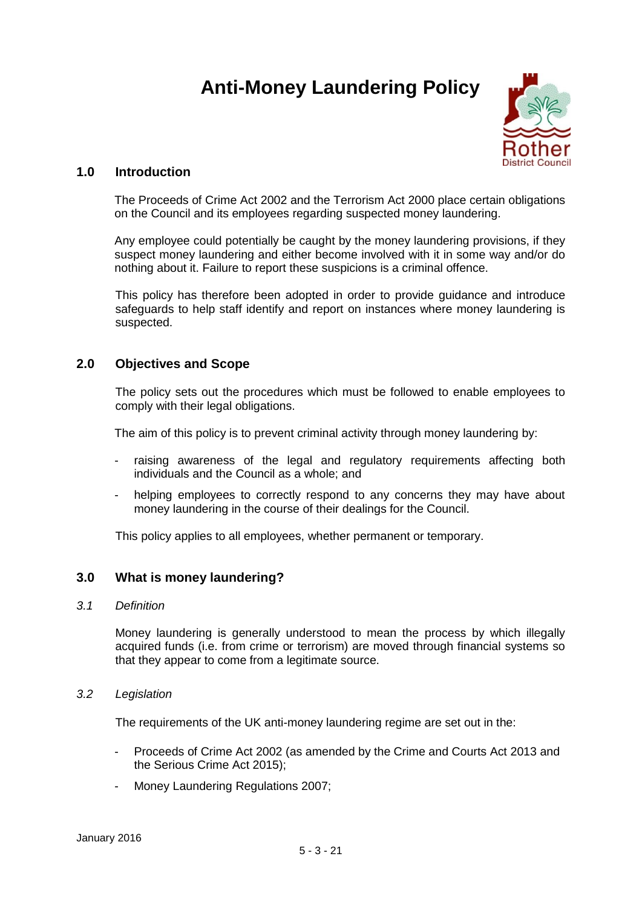# Anti-Money Laundering Policy

## 1.0 Introduction

The Proceeds of Crime Act 2002 and the Terrorism Act 2000 place certain obligations on the Council and its employees regarding suspected money laundering.

Any employee could potentially be caught by the money laundering provisions, if they suspect money laundering and either become involved with it in some way and/or do nothing about it. Failure to report these suspicions is a criminal offence.

This policy has therefore been adopted in order to provide guidance and introduce safeguards to help staff identify and report on instances where money laundering is suspected.

## 2.0 Objectives and Scope

The policy sets out the procedures which must be followed to enable employees to comply with their legal obligations.

The aim of this policy is to prevent criminal activity through money laundering by:

- raising awareness of the legal and regulatory requirements affecting both individuals and the Council as a whole; and
- helping employees to correctly respond to any concerns they may have about money laundering in the course of their dealings for the Council.

This policy applies to all employees, whether permanent or temporary.

## 3.0 What is money laundering?

### *3.1 Definition*

Money laundering is generally understood to mean the process by which illegally acquired funds (i.e. from crime or terrorism) are moved through financial systems so that they appear to come from a legitimate source.

### *3.2 Legislation*

The requirements of the UK anti-money laundering regime are set out in the:

- Proceeds of Crime Act 2002 (as amended by the Crime and Courts Act 2013 and the Serious Crime Act 2015);
- Money Laundering Regulations 2007;

January 2016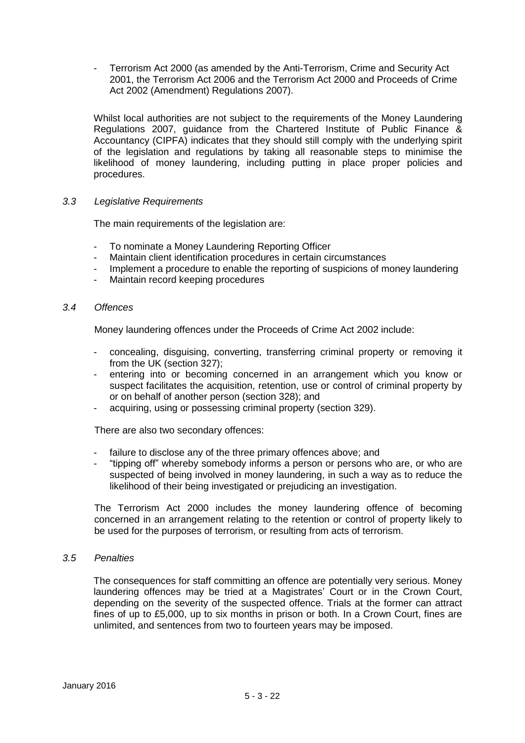- Terrorism Act 2000 (as amended by the Anti-Terrorism, Crime and Security Act 2001, the Terrorism Act 2006 and the Terrorism Act 2000 and Proceeds of Crime Act 2002 (Amendment) Regulations 2007).

Whilst local authorities are not subject to the requirements of the Money Laundering Regulations 2007, guidance from the Chartered Institute of Public Finance & Accountancy (CIPFA) indicates that they should still comply with the underlying spirit of the legislation and regulations by taking all reasonable steps to minimise the likelihood of money laundering, including putting in place proper policies and procedures.

### *3.3 Legislative Requirements*

The main requirements of the legislation are:

- To nominate a Money Laundering Reporting Officer
- Maintain client identification procedures in certain circumstances
- Implement a procedure to enable the reporting of suspicions of money laundering
- Maintain record keeping procedures

### *3.4 Offences*

Money laundering offences under the Proceeds of Crime Act 2002 include:

- concealing, disguising, converting, transferring criminal property or removing it from the UK (section 327);
- entering into or becoming concerned in an arrangement which you know or suspect facilitates the acquisition, retention, use or control of criminal property by or on behalf of another person (section 328); and
- acquiring, using or possessing criminal property (section 329).

There are also two secondary offences:

- failure to disclose any of the three primary offences above; and
- "tipping off" whereby somebody informs a person or persons who are, or who are suspected of being involved in money laundering, in such a way as to reduce the likelihood of their being investigated or prejudicing an investigation.

The Terrorism Act 2000 includes the money laundering offence of becoming concerned in an arrangement relating to the retention or control of property likely to be used for the purposes of terrorism, or resulting from acts of terrorism.

### *3.5 Penalties*

The consequences for staff committing an offence are potentially very serious. Money laundering offences may be tried at a Magistrates' Court or in the Crown Court, depending on the severity of the suspected offence. Trials at the former can attract fines of up to £5,000, up to six months in prison or both. In a Crown Court, fines are unlimited, and sentences from two to fourteen years may be imposed.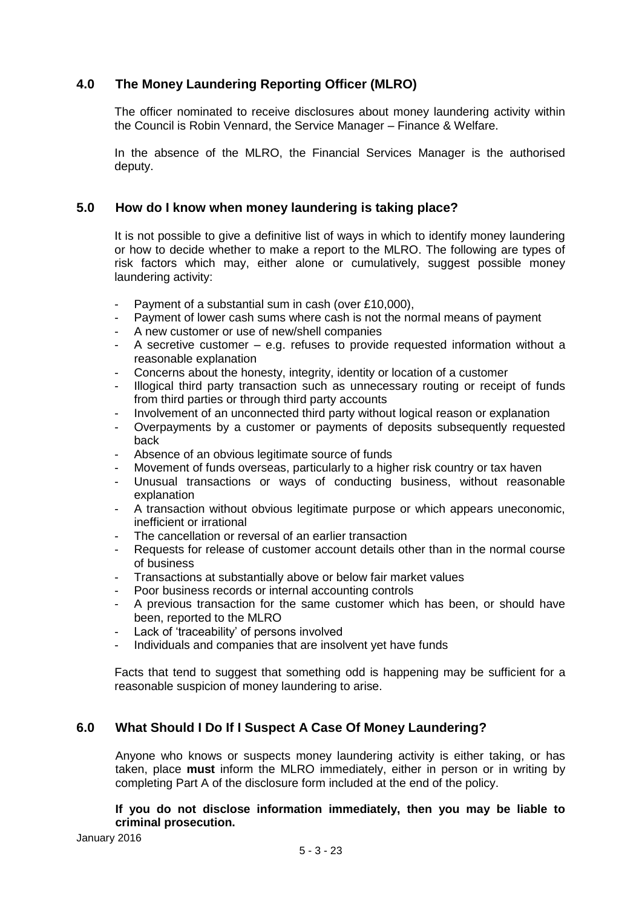## 4.0 The Money Laundering Reporting Officer (MLRO)

The officer nominated to receive disclosures about money laundering activity within the Council is Robin Vennard, the Service Manager – Finance & Welfare.

In the absence of the MLRO, the Financial Services Manager is the authorised deputy.

## 5.0 How do I know when money laundering is taking place?

It is not possible to give a definitive list of ways in which to identify money laundering or how to decide whether to make a report to the MLRO. The following are types of risk factors which may, either alone or cumulatively, suggest possible money laundering activity:

- Payment of a substantial sum in cash (over £10,000),
- Payment of lower cash sums where cash is not the normal means of payment
- A new customer or use of new/shell companies
- A secretive customer – e.g. refuses to provide requested information without a reasonable explanation
- Concerns about the honesty, integrity, identity or location of a customer
- Illogical third party transaction such as unnecessary routing or receipt of funds from third parties or through third party accounts
- Involvement of an unconnected third party without logical reason or explanation
- Overpayments by a customer or payments of deposits subsequently requested back
- Absence of an obvious legitimate source of funds
- Movement of funds overseas, particularly to a higher risk country or tax haven
- Unusual transactions or ways of conducting business, without reasonable explanation
- A transaction without obvious legitimate purpose or which appears uneconomic, inefficient or irrational
- The cancellation or reversal of an earlier transaction
- Requests for release of customer account details other than in the normal course of business
- Transactions at substantially above or below fair market values
- Poor business records or internal accounting controls
- A previous transaction for the same customer which has been, or should have been, reported to the MLRO
- Lack of 'traceability' of persons involved
- Individuals and companies that are insolvent yet have funds

Facts that tend to suggest that something odd is happening may be sufficient for a reasonable suspicion of money laundering to arise.

## 6.0 What Should I Do If I Suspect A Case Of Money Laundering?

Anyone who knows or suspects money laundering activity is either taking, or has taken, place **must** inform the MLRO immediately, either in person or in writing by completing Part A of the disclosure form included at the end of the policy.

**If you do not disclose information immediately, then you may be liable to criminal prosecution.**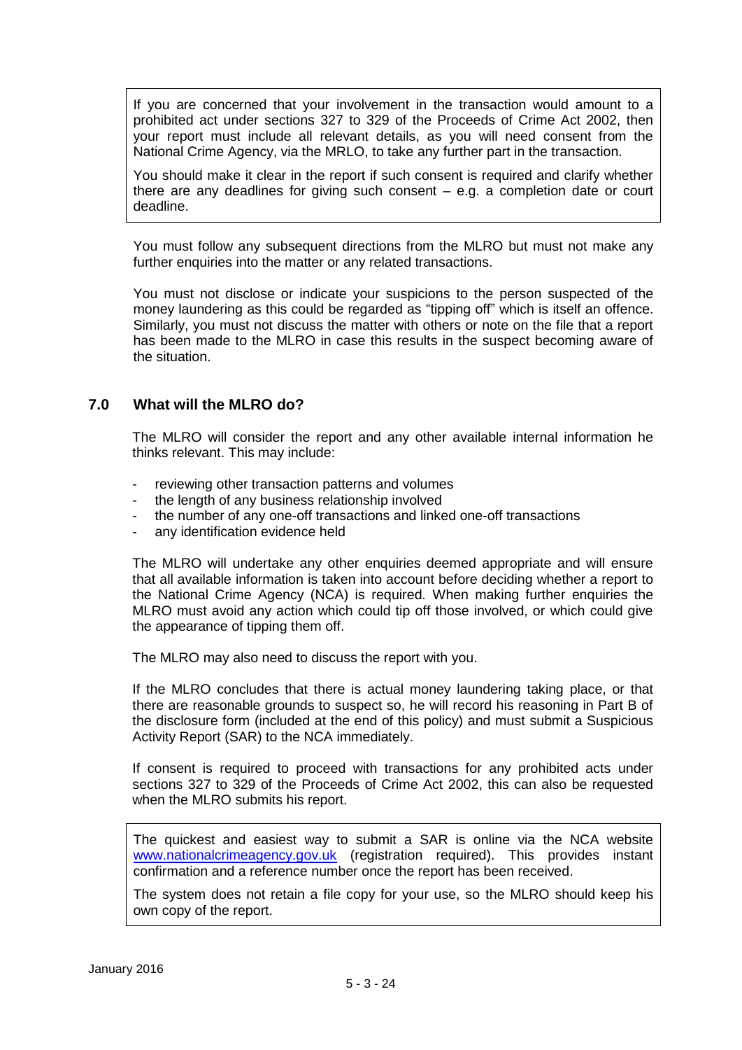If you are concerned that your involvement in the transaction would amount to a prohibited act under sections 327 to 329 of the Proceeds of Crime Act 2002, then your report must include all relevant details, as you will need consent from the National Crime Agency, via the MRLO, to take any further part in the transaction.

You should make it clear in the report if such consent is required and clarify whether there are any deadlines for giving such consent – e.g. a completion date or court deadline.

You must follow any subsequent directions from the MLRO but must not make any further enquiries into the matter or any related transactions.

You must not disclose or indicate your suspicions to the person suspected of the money laundering as this could be regarded as "tipping off" which is itself an offence. Similarly, you must not discuss the matter with others or note on the file that a report has been made to the MLRO in case this results in the suspect becoming aware of the situation.

## 7.0 What will the MLRO do?

The MLRO will consider the report and any other available internal information he thinks relevant. This may include:

- reviewing other transaction patterns and volumes
- the length of any business relationship involved
- the number of any one-off transactions and linked one-off transactions
- any identification evidence held

The MLRO will undertake any other enquiries deemed appropriate and will ensure that all available information is taken into account before deciding whether a report to the National Crime Agency (NCA) is required. When making further enquiries the MLRO must avoid any action which could tip off those involved, or which could give the appearance of tipping them off.

The MLRO may also need to discuss the report with you.

If the MLRO concludes that there is actual money laundering taking place, or that there are reasonable grounds to suspect so, he will record his reasoning in Part B of the disclosure form (included at the end of this policy) and must submit a Suspicious Activity Report (SAR) to the NCA immediately.

If consent is required to proceed with transactions for any prohibited acts under sections 327 to 329 of the Proceeds of Crime Act 2002, this can also be requested when the MLRO submits his report.

The quickest and easiest way to submit a SAR is online via the NCA website www.nationalcrimeagency.gov.uk (registration required). This provides instant confirmation and a reference number once the report has been received.

The system does not retain a file copy for your use, so the MLRO should keep his own copy of the report.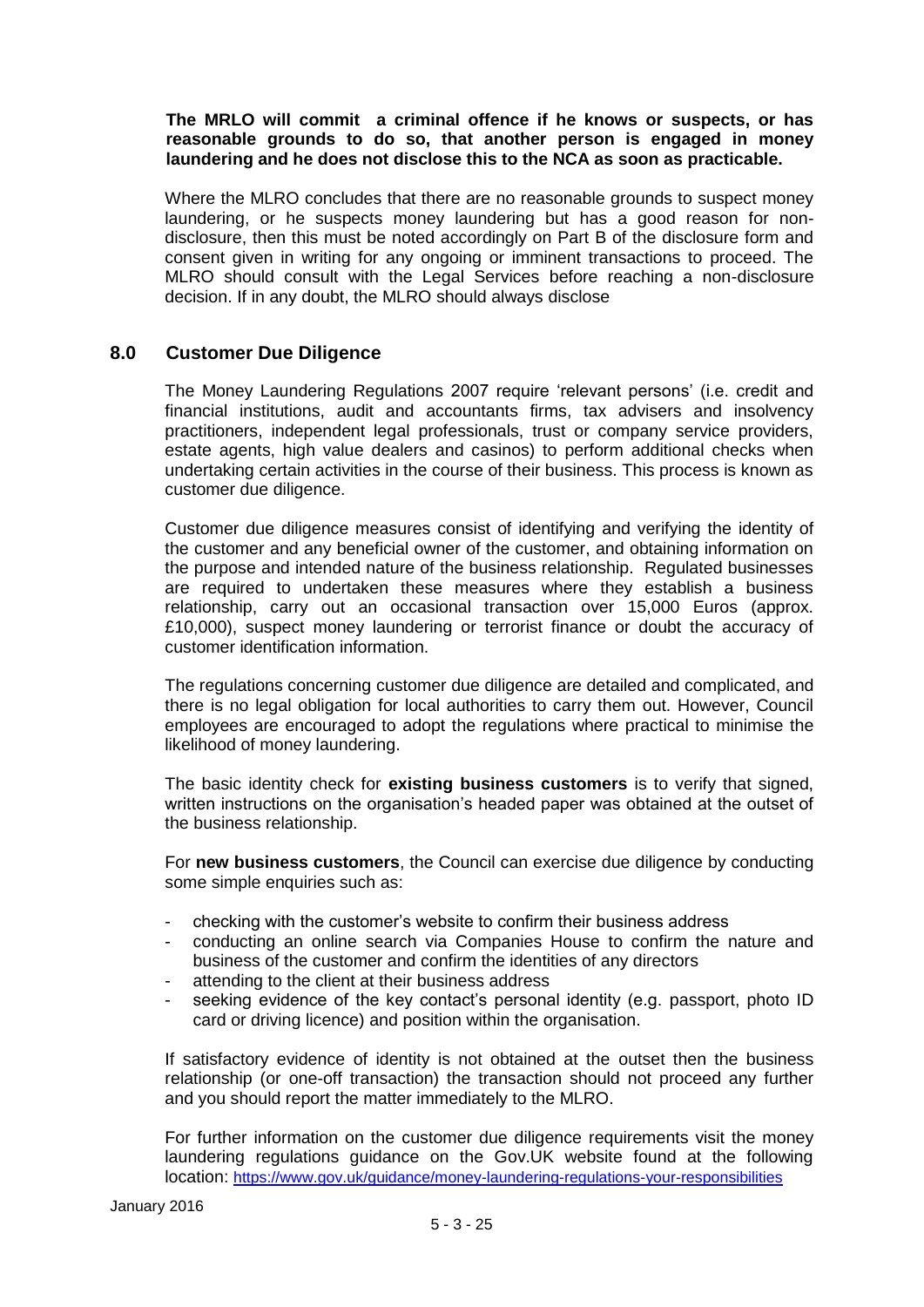**The MRLO will commit  a criminal offence if he knows or suspects, or has reasonable grounds to do so, that another person is engaged in money laundering and he does not disclose this to the NCA as soon as practicable.**

Where the MLRO concludes that there are no reasonable grounds to suspect money laundering, or he suspects money laundering but has a good reason for non-disclosure, then this must be noted accordingly on Part B of the disclosure form and consent given in writing for any ongoing or imminent transactions to proceed. The MLRO should consult with the Legal Services before reaching a non-disclosure decision. If in any doubt, the MLRO should always disclose

## 8.0 Customer Due Diligence

The Money Laundering Regulations 2007 require 'relevant persons' (i.e. credit and financial institutions, audit and accountants firms, tax advisers and insolvency practitioners, independent legal professionals, trust or company service providers, estate agents, high value dealers and casinos) to perform additional checks when undertaking certain activities in the course of their business. This process is known as customer due diligence.

Customer due diligence measures consist of identifying and verifying the identity of the customer and any beneficial owner of the customer, and obtaining information on the purpose and intended nature of the business relationship. Regulated businesses are required to undertaken these measures where they establish a business relationship, carry out an occasional transaction over 15,000 Euros (approx. £10,000), suspect money laundering or terrorist finance or doubt the accuracy of customer identification information.

The regulations concerning customer due diligence are detailed and complicated, and there is no legal obligation for local authorities to carry them out. However, Council employees are encouraged to adopt the regulations where practical to minimise the likelihood of money laundering.

The basic identity check for **existing business customers** is to verify that signed, written instructions on the organisation's headed paper was obtained at the outset of the business relationship.

For **new business customers**, the Council can exercise due diligence by conducting some simple enquiries such as:

- checking with the customer's website to confirm their business address
- conducting an online search via Companies House to confirm the nature and business of the customer and confirm the identities of any directors
- attending to the client at their business address
- seeking evidence of the key contact's personal identity (e.g. passport, photo ID card or driving licence) and position within the organisation.

If satisfactory evidence of identity is not obtained at the outset then the business relationship (or one-off transaction) the transaction should not proceed any further and you should report the matter immediately to the MLRO.

For further information on the customer due diligence requirements visit the money laundering regulations guidance on the Gov.UK website found at the following location: https://www.gov.uk/guidance/money-laundering-regulations-your-responsibilities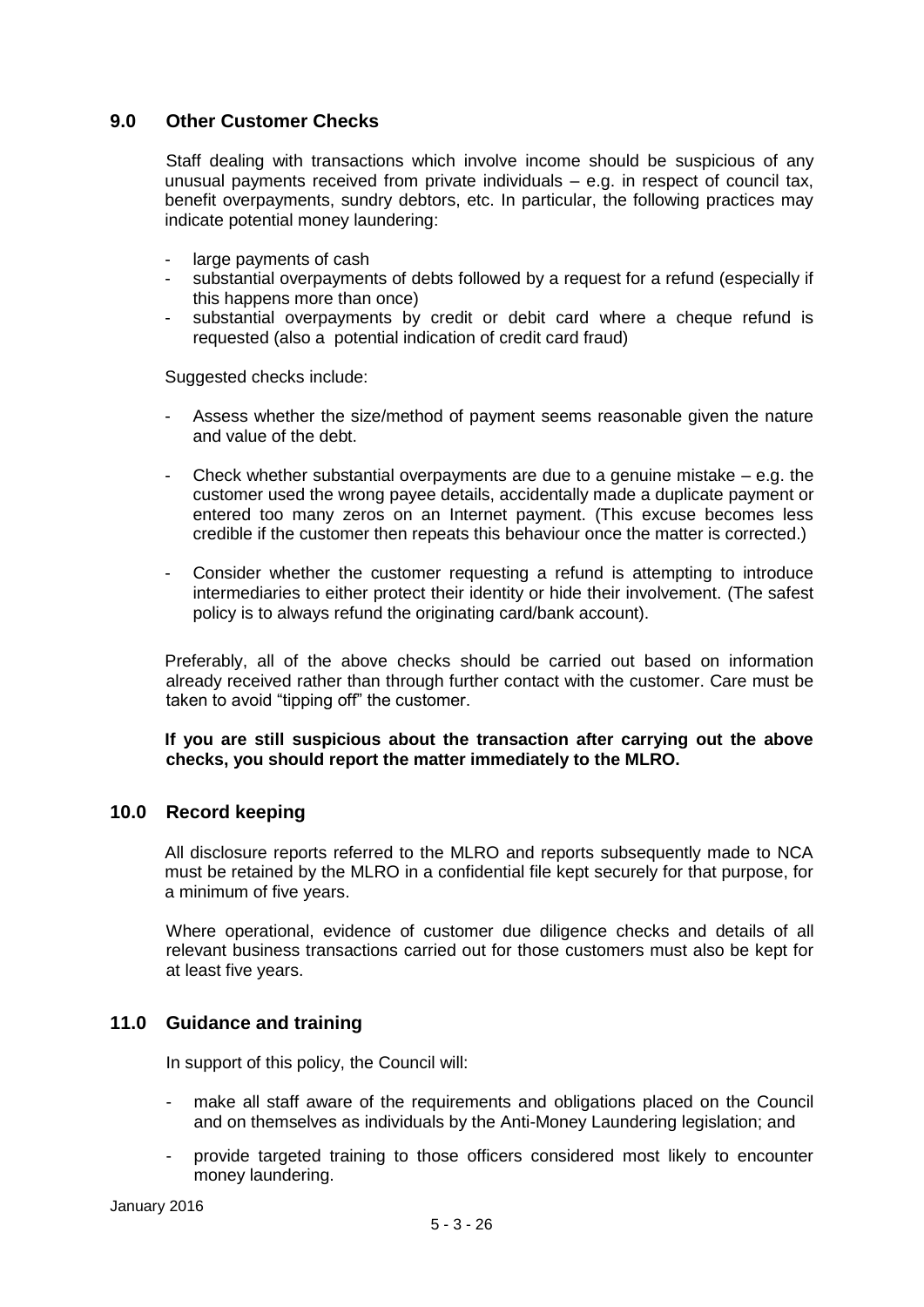## 9.0 Other Customer Checks

Staff dealing with transactions which involve income should be suspicious of any unusual payments received from private individuals – e.g. in respect of council tax, benefit overpayments, sundry debtors, etc. In particular, the following practices may indicate potential money laundering:

- large payments of cash
- substantial overpayments of debts followed by a request for a refund (especially if this happens more than once)
- substantial overpayments by credit or debit card where a cheque refund is requested (also a potential indication of credit card fraud)

Suggested checks include:

- Assess whether the size/method of payment seems reasonable given the nature and value of the debt.
- Check whether substantial overpayments are due to a genuine mistake – e.g. the customer used the wrong payee details, accidentally made a duplicate payment or entered too many zeros on an Internet payment. (This excuse becomes less credible if the customer then repeats this behaviour once the matter is corrected.)
- Consider whether the customer requesting a refund is attempting to introduce intermediaries to either protect their identity or hide their involvement. (The safest policy is to always refund the originating card/bank account).

Preferably, all of the above checks should be carried out based on information already received rather than through further contact with the customer. Care must be taken to avoid "tipping off" the customer.

**If you are still suspicious about the transaction after carrying out the above checks, you should report the matter immediately to the MLRO.**

## 10.0 Record keeping

All disclosure reports referred to the MLRO and reports subsequently made to NCA must be retained by the MLRO in a confidential file kept securely for that purpose, for a minimum of five years.

Where operational, evidence of customer due diligence checks and details of all relevant business transactions carried out for those customers must also be kept for at least five years.

## 11.0 Guidance and training

In support of this policy, the Council will:

- make all staff aware of the requirements and obligations placed on the Council and on themselves as individuals by the Anti-Money Laundering legislation; and
- provide targeted training to those officers considered most likely to encounter money laundering.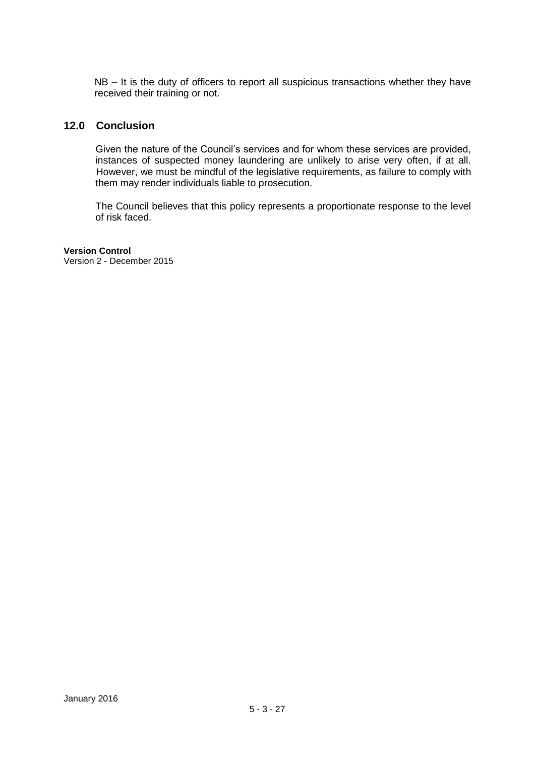NB – It is the duty of officers to report all suspicious transactions whether they have received their training or not.

## 12.0 Conclusion

Given the nature of the Council's services and for whom these services are provided, instances of suspected money laundering are unlikely to arise very often, if at all. However, we must be mindful of the legislative requirements, as failure to comply with them may render individuals liable to prosecution.

The Council believes that this policy represents a proportionate response to the level of risk faced.

**Version Control**
Version 2 - December 2015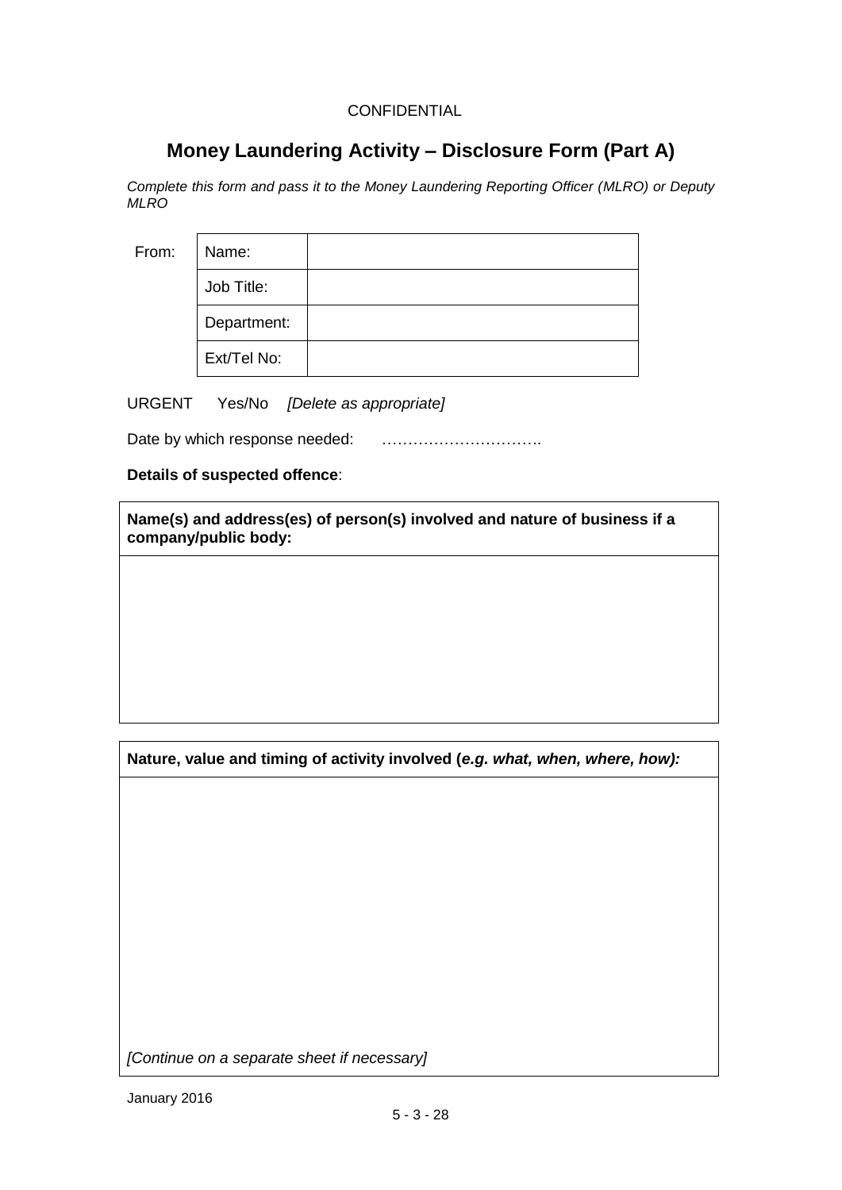CONFIDENTIAL

# Money Laundering Activity – Disclosure Form (Part A)

*Complete this form and pass it to the Money Laundering Reporting Officer (MLRO) or Deputy MLRO*

From:

| | |
|---|---|
| Name: | |
| Job Title: | |
| Department: | |
| Ext/Tel No: | |

URGENT Yes/No *[Delete as appropriate]*

Date by which response needed: ………………………….

**Details of suspected offence**:

| **Name(s) and address(es) of person(s) involved and nature of business if a company/public body:** |
|---|
| |

| **Nature, value and timing of activity involved (*e.g. what, when, where, how):*** |
|---|
| *[Continue on a separate sheet if necessary]* |

January 2016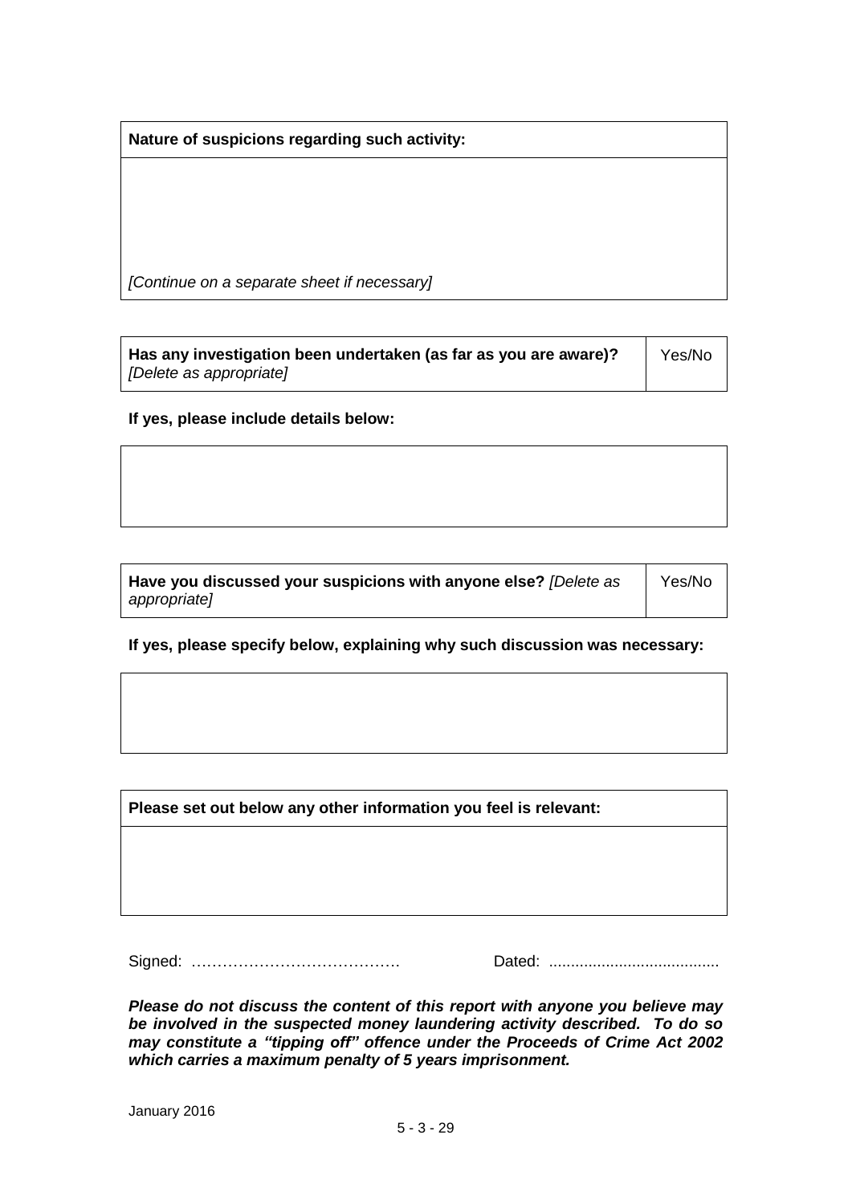| **Nature of suspicions regarding such activity:** |
| --- |
| <br><br><br>*[Continue on a separate sheet if necessary]* |

| | |
| --- | --- |
| **Has any investigation been undertaken (as far as you are aware)?** *[Delete as appropriate]* | Yes/No |

**If yes, please include details below:**

| |
| --- |
| |

| | |
| --- | --- |
| **Have you discussed your suspicions with anyone else?** *[Delete as appropriate]* | Yes/No |

**If yes, please specify below, explaining why such discussion was necessary:**

| |
| --- |
| |

| **Please set out below any other information you feel is relevant:** |
| --- |
| |

Signed: ………………………………….   Dated: .......................................

***Please do not discuss the content of this report with anyone you believe may be involved in the suspected money laundering activity described. To do so may constitute a "tipping off" offence under the Proceeds of Crime Act 2002 which carries a maximum penalty of 5 years imprisonment.***

January 2016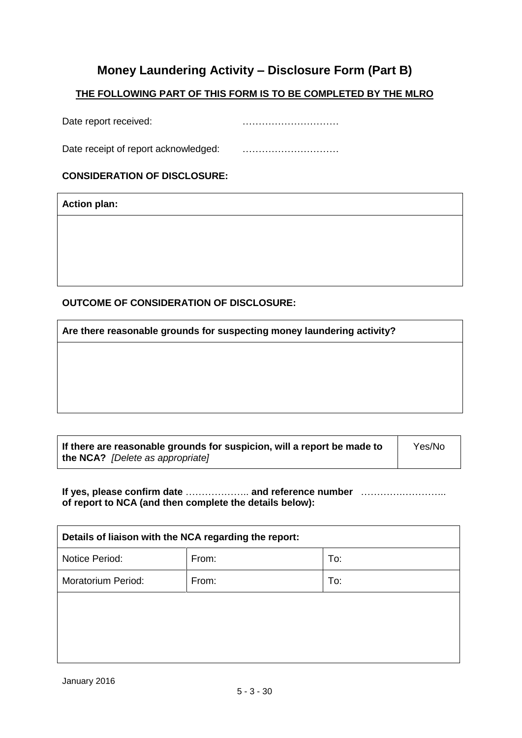# Money Laundering Activity – Disclosure Form (Part B)

**THE FOLLOWING PART OF THIS FORM IS TO BE COMPLETED BY THE MLRO**

Date report received: …………………………

Date receipt of report acknowledged: …………………………

**CONSIDERATION OF DISCLOSURE:**

| **Action plan:** |
|---|
| |

**OUTCOME OF CONSIDERATION OF DISCLOSURE:**

| **Are there reasonable grounds for suspecting money laundering activity?** |
|---|
| |

| | |
|---|---|
| **If there are reasonable grounds for suspicion, will a report be made to the NCA?** *[Delete as appropriate]* | Yes/No |

**If yes, please confirm date** ……………….. **and reference number** ……………………..
**of report to NCA (and then complete the details below):**

| **Details of liaison with the NCA regarding the report:** | | |
|---|---|---|
| Notice Period: | From: | To: |
| Moratorium Period: | From: | To: |
| | | |

January 2016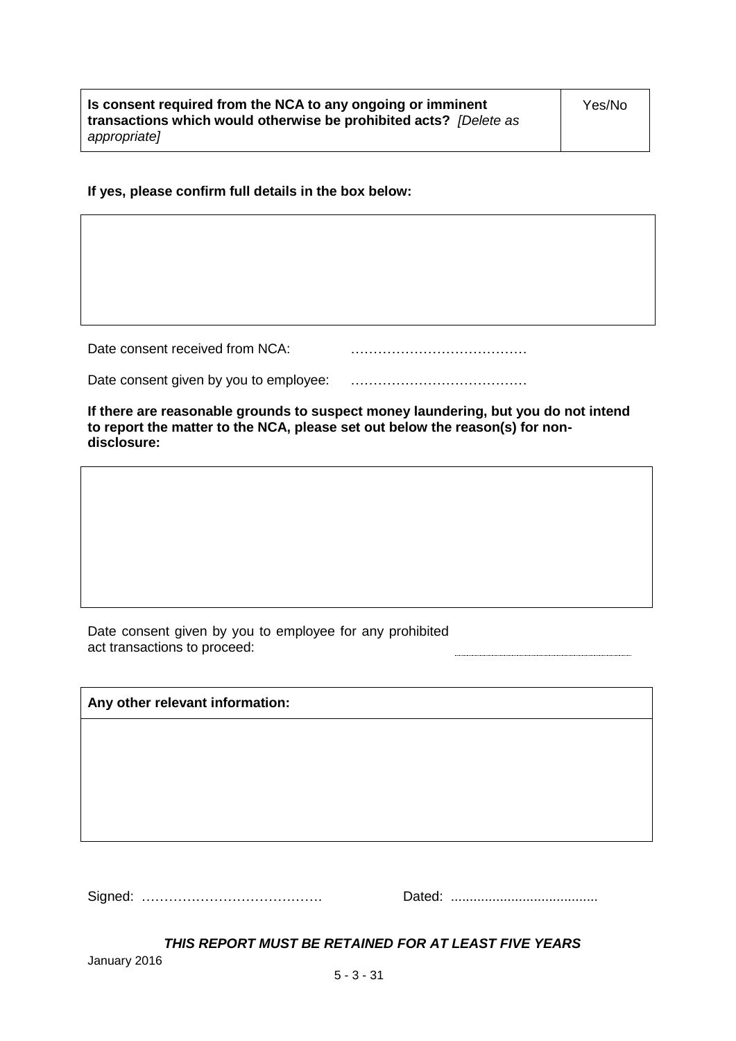| | |
|---|---|
| **Is consent required from the NCA to any ongoing or imminent transactions which would otherwise be prohibited acts?** *[Delete as appropriate]* | Yes/No |

**If yes, please confirm full details in the box below:**

| |
|---|
| |

Date consent received from NCA: …………………………………

Date consent given by you to employee: …………………………………

**If there are reasonable grounds to suspect money laundering, but you do not intend to report the matter to the NCA, please set out below the reason(s) for non-disclosure:**

| |
|---|
| |

Date consent given by you to employee for any prohibited act transactions to proceed: ……………………………………

| |
|---|
| **Any other relevant information:** |
| |

Signed: …………………………………. Dated: ......................................

***THIS REPORT MUST BE RETAINED FOR AT LEAST FIVE YEARS***

January 2016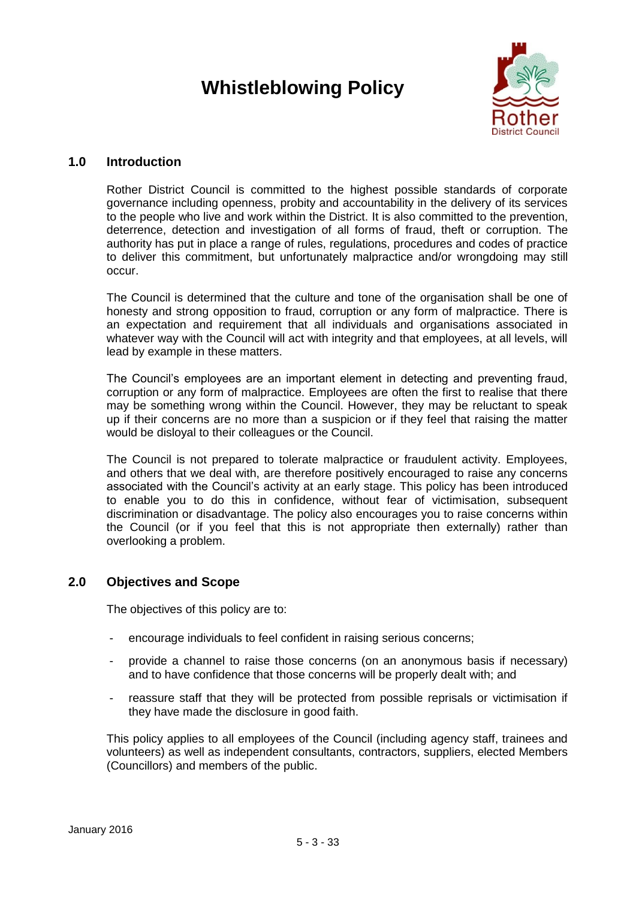# Whistleblowing Policy

## 1.0 Introduction

Rother District Council is committed to the highest possible standards of corporate governance including openness, probity and accountability in the delivery of its services to the people who live and work within the District. It is also committed to the prevention, deterrence, detection and investigation of all forms of fraud, theft or corruption. The authority has put in place a range of rules, regulations, procedures and codes of practice to deliver this commitment, but unfortunately malpractice and/or wrongdoing may still occur.

The Council is determined that the culture and tone of the organisation shall be one of honesty and strong opposition to fraud, corruption or any form of malpractice. There is an expectation and requirement that all individuals and organisations associated in whatever way with the Council will act with integrity and that employees, at all levels, will lead by example in these matters.

The Council's employees are an important element in detecting and preventing fraud, corruption or any form of malpractice. Employees are often the first to realise that there may be something wrong within the Council. However, they may be reluctant to speak up if their concerns are no more than a suspicion or if they feel that raising the matter would be disloyal to their colleagues or the Council.

The Council is not prepared to tolerate malpractice or fraudulent activity. Employees, and others that we deal with, are therefore positively encouraged to raise any concerns associated with the Council's activity at an early stage. This policy has been introduced to enable you to do this in confidence, without fear of victimisation, subsequent discrimination or disadvantage. The policy also encourages you to raise concerns within the Council (or if you feel that this is not appropriate then externally) rather than overlooking a problem.

## 2.0 Objectives and Scope

The objectives of this policy are to:

- encourage individuals to feel confident in raising serious concerns;
- provide a channel to raise those concerns (on an anonymous basis if necessary) and to have confidence that those concerns will be properly dealt with; and
- reassure staff that they will be protected from possible reprisals or victimisation if they have made the disclosure in good faith.

This policy applies to all employees of the Council (including agency staff, trainees and volunteers) as well as independent consultants, contractors, suppliers, elected Members (Councillors) and members of the public.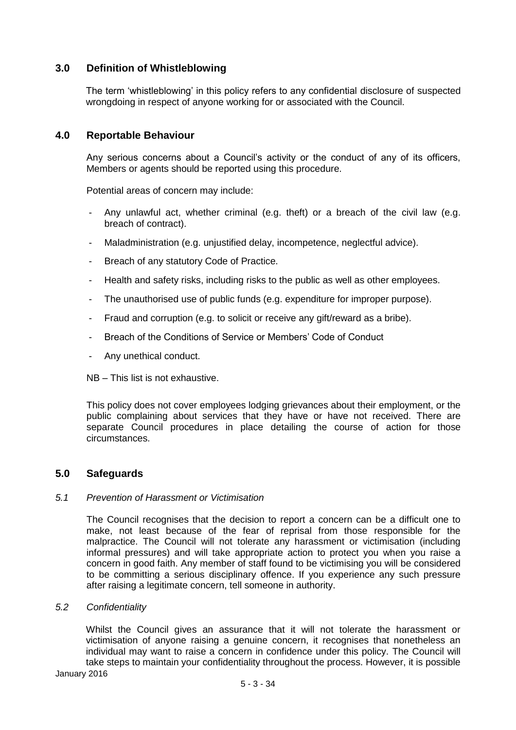## 3.0 Definition of Whistleblowing

The term 'whistleblowing' in this policy refers to any confidential disclosure of suspected wrongdoing in respect of anyone working for or associated with the Council.

## 4.0 Reportable Behaviour

Any serious concerns about a Council's activity or the conduct of any of its officers, Members or agents should be reported using this procedure.

Potential areas of concern may include:

- Any unlawful act, whether criminal (e.g. theft) or a breach of the civil law (e.g. breach of contract).
- Maladministration (e.g. unjustified delay, incompetence, neglectful advice).
- Breach of any statutory Code of Practice.
- Health and safety risks, including risks to the public as well as other employees.
- The unauthorised use of public funds (e.g. expenditure for improper purpose).
- Fraud and corruption (e.g. to solicit or receive any gift/reward as a bribe).
- Breach of the Conditions of Service or Members' Code of Conduct
- Any unethical conduct.

NB – This list is not exhaustive.

This policy does not cover employees lodging grievances about their employment, or the public complaining about services that they have or have not received. There are separate Council procedures in place detailing the course of action for those circumstances.

## 5.0 Safeguards

### *5.1 Prevention of Harassment or Victimisation*

The Council recognises that the decision to report a concern can be a difficult one to make, not least because of the fear of reprisal from those responsible for the malpractice. The Council will not tolerate any harassment or victimisation (including informal pressures) and will take appropriate action to protect you when you raise a concern in good faith. Any member of staff found to be victimising you will be considered to be committing a serious disciplinary offence. If you experience any such pressure after raising a legitimate concern, tell someone in authority.

### *5.2 Confidentiality*

Whilst the Council gives an assurance that it will not tolerate the harassment or victimisation of anyone raising a genuine concern, it recognises that nonetheless an individual may want to raise a concern in confidence under this policy. The Council will take steps to maintain your confidentiality throughout the process. However, it is possible

January 2016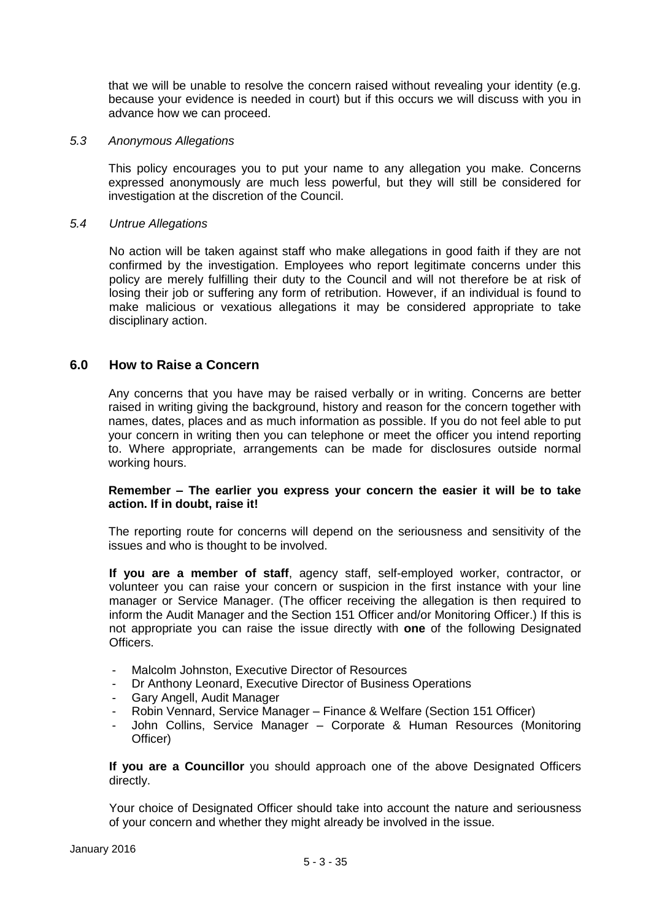that we will be unable to resolve the concern raised without revealing your identity (e.g. because your evidence is needed in court) but if this occurs we will discuss with you in advance how we can proceed.

*5.3 Anonymous Allegations*

This policy encourages you to put your name to any allegation you make. Concerns expressed anonymously are much less powerful, but they will still be considered for investigation at the discretion of the Council.

*5.4 Untrue Allegations*

No action will be taken against staff who make allegations in good faith if they are not confirmed by the investigation. Employees who report legitimate concerns under this policy are merely fulfilling their duty to the Council and will not therefore be at risk of losing their job or suffering any form of retribution. However, if an individual is found to make malicious or vexatious allegations it may be considered appropriate to take disciplinary action.

## 6.0 How to Raise a Concern

Any concerns that you have may be raised verbally or in writing. Concerns are better raised in writing giving the background, history and reason for the concern together with names, dates, places and as much information as possible. If you do not feel able to put your concern in writing then you can telephone or meet the officer you intend reporting to. Where appropriate, arrangements can be made for disclosures outside normal working hours.

**Remember – The earlier you express your concern the easier it will be to take action. If in doubt, raise it!**

The reporting route for concerns will depend on the seriousness and sensitivity of the issues and who is thought to be involved.

**If you are a member of staff**, agency staff, self-employed worker, contractor, or volunteer you can raise your concern or suspicion in the first instance with your line manager or Service Manager. (The officer receiving the allegation is then required to inform the Audit Manager and the Section 151 Officer and/or Monitoring Officer.) If this is not appropriate you can raise the issue directly with **one** of the following Designated Officers.

- Malcolm Johnston, Executive Director of Resources
- Dr Anthony Leonard, Executive Director of Business Operations
- Gary Angell, Audit Manager
- Robin Vennard, Service Manager – Finance & Welfare (Section 151 Officer)
- John Collins, Service Manager – Corporate & Human Resources (Monitoring Officer)

**If you are a Councillor** you should approach one of the above Designated Officers directly.

Your choice of Designated Officer should take into account the nature and seriousness of your concern and whether they might already be involved in the issue.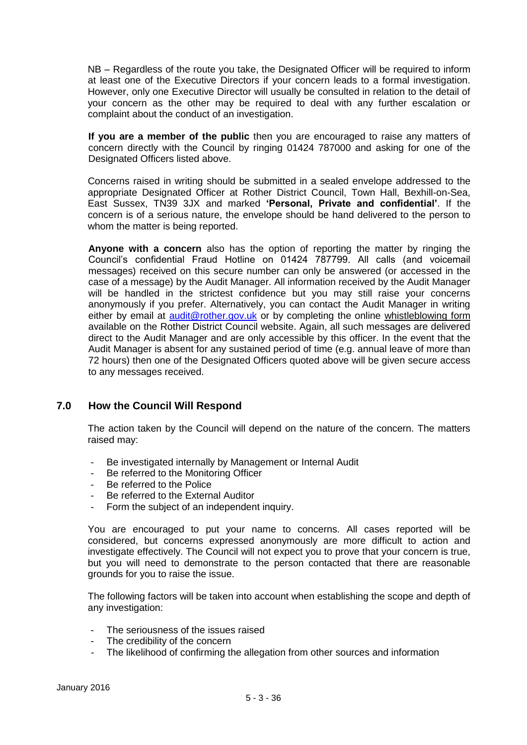NB – Regardless of the route you take, the Designated Officer will be required to inform at least one of the Executive Directors if your concern leads to a formal investigation. However, only one Executive Director will usually be consulted in relation to the detail of your concern as the other may be required to deal with any further escalation or complaint about the conduct of an investigation.

**If you are a member of the public** then you are encouraged to raise any matters of concern directly with the Council by ringing 01424 787000 and asking for one of the Designated Officers listed above.

Concerns raised in writing should be submitted in a sealed envelope addressed to the appropriate Designated Officer at Rother District Council, Town Hall, Bexhill-on-Sea, East Sussex, TN39 3JX and marked **'Personal, Private and confidential'**. If the concern is of a serious nature, the envelope should be hand delivered to the person to whom the matter is being reported.

**Anyone with a concern** also has the option of reporting the matter by ringing the Council's confidential Fraud Hotline on 01424 787799. All calls (and voicemail messages) received on this secure number can only be answered (or accessed in the case of a message) by the Audit Manager. All information received by the Audit Manager will be handled in the strictest confidence but you may still raise your concerns anonymously if you prefer. Alternatively, you can contact the Audit Manager in writing either by email at audit@rother.gov.uk or by completing the online whistleblowing form available on the Rother District Council website. Again, all such messages are delivered direct to the Audit Manager and are only accessible by this officer. In the event that the Audit Manager is absent for any sustained period of time (e.g. annual leave of more than 72 hours) then one of the Designated Officers quoted above will be given secure access to any messages received.

## 7.0 How the Council Will Respond

The action taken by the Council will depend on the nature of the concern. The matters raised may:

- Be investigated internally by Management or Internal Audit
- Be referred to the Monitoring Officer
- Be referred to the Police
- Be referred to the External Auditor
- Form the subject of an independent inquiry.

You are encouraged to put your name to concerns. All cases reported will be considered, but concerns expressed anonymously are more difficult to action and investigate effectively. The Council will not expect you to prove that your concern is true, but you will need to demonstrate to the person contacted that there are reasonable grounds for you to raise the issue.

The following factors will be taken into account when establishing the scope and depth of any investigation:

- The seriousness of the issues raised
- The credibility of the concern
- The likelihood of confirming the allegation from other sources and information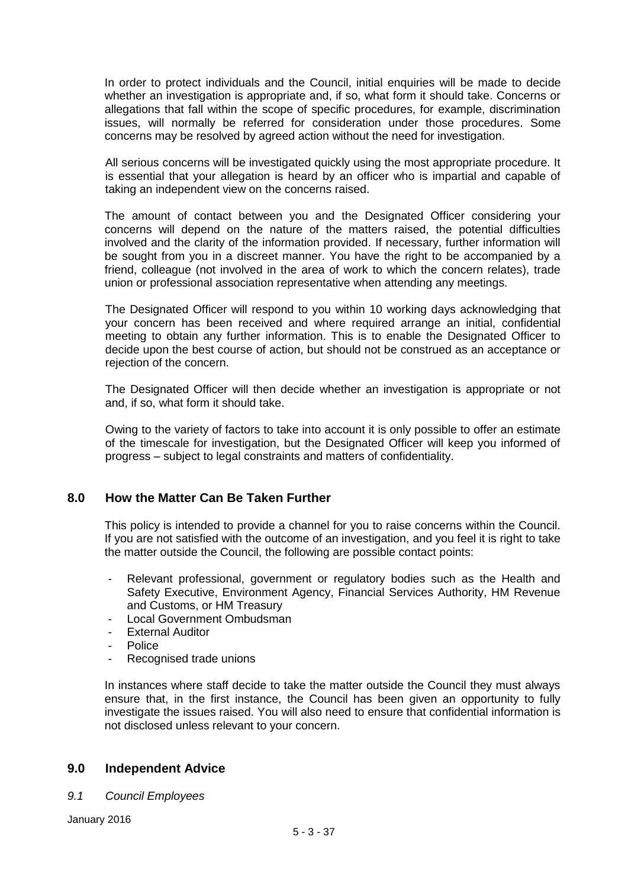In order to protect individuals and the Council, initial enquiries will be made to decide whether an investigation is appropriate and, if so, what form it should take. Concerns or allegations that fall within the scope of specific procedures, for example, discrimination issues, will normally be referred for consideration under those procedures. Some concerns may be resolved by agreed action without the need for investigation.

All serious concerns will be investigated quickly using the most appropriate procedure. It is essential that your allegation is heard by an officer who is impartial and capable of taking an independent view on the concerns raised.

The amount of contact between you and the Designated Officer considering your concerns will depend on the nature of the matters raised, the potential difficulties involved and the clarity of the information provided. If necessary, further information will be sought from you in a discreet manner. You have the right to be accompanied by a friend, colleague (not involved in the area of work to which the concern relates), trade union or professional association representative when attending any meetings.

The Designated Officer will respond to you within 10 working days acknowledging that your concern has been received and where required arrange an initial, confidential meeting to obtain any further information. This is to enable the Designated Officer to decide upon the best course of action, but should not be construed as an acceptance or rejection of the concern.

The Designated Officer will then decide whether an investigation is appropriate or not and, if so, what form it should take.

Owing to the variety of factors to take into account it is only possible to offer an estimate of the timescale for investigation, but the Designated Officer will keep you informed of progress – subject to legal constraints and matters of confidentiality.

## 8.0 How the Matter Can Be Taken Further

This policy is intended to provide a channel for you to raise concerns within the Council. If you are not satisfied with the outcome of an investigation, and you feel it is right to take the matter outside the Council, the following are possible contact points:

- Relevant professional, government or regulatory bodies such as the Health and Safety Executive, Environment Agency, Financial Services Authority, HM Revenue and Customs, or HM Treasury
- Local Government Ombudsman
- External Auditor
- Police
- Recognised trade unions

In instances where staff decide to take the matter outside the Council they must always ensure that, in the first instance, the Council has been given an opportunity to fully investigate the issues raised. You will also need to ensure that confidential information is not disclosed unless relevant to your concern.

## 9.0 Independent Advice

*9.1 Council Employees*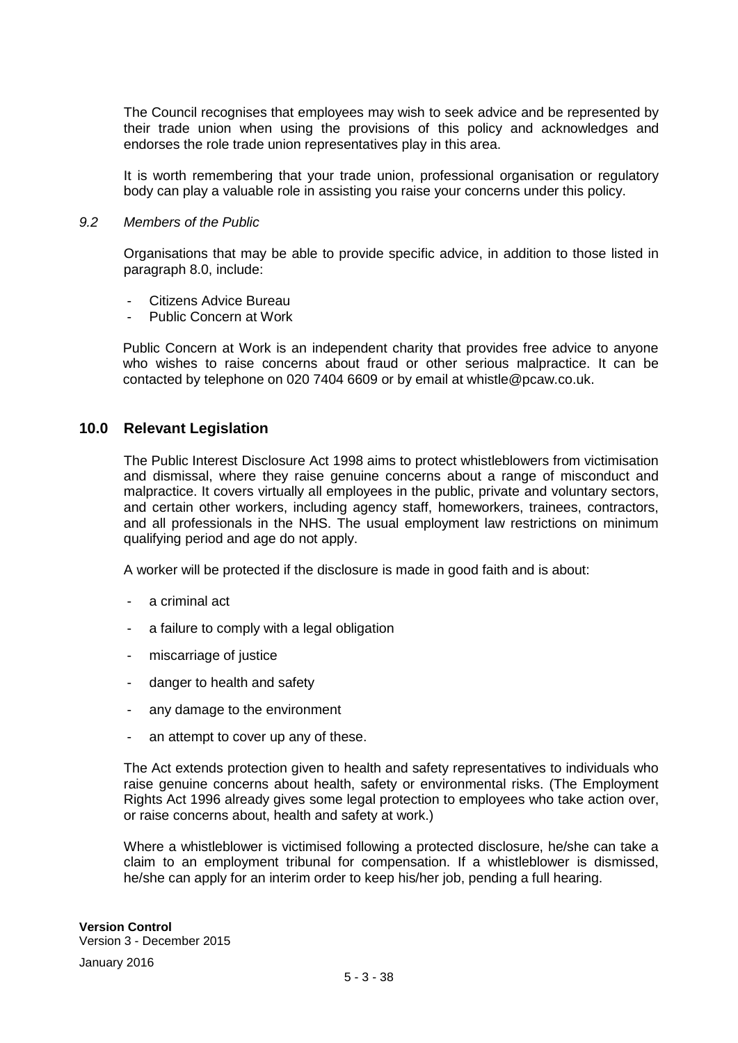The Council recognises that employees may wish to seek advice and be represented by their trade union when using the provisions of this policy and acknowledges and endorses the role trade union representatives play in this area.

It is worth remembering that your trade union, professional organisation or regulatory body can play a valuable role in assisting you raise your concerns under this policy.

*9.2 Members of the Public*

Organisations that may be able to provide specific advice, in addition to those listed in paragraph 8.0, include:

- Citizens Advice Bureau
- Public Concern at Work

Public Concern at Work is an independent charity that provides free advice to anyone who wishes to raise concerns about fraud or other serious malpractice. It can be contacted by telephone on 020 7404 6609 or by email at whistle@pcaw.co.uk.

## 10.0 Relevant Legislation

The Public Interest Disclosure Act 1998 aims to protect whistleblowers from victimisation and dismissal, where they raise genuine concerns about a range of misconduct and malpractice. It covers virtually all employees in the public, private and voluntary sectors, and certain other workers, including agency staff, homeworkers, trainees, contractors, and all professionals in the NHS. The usual employment law restrictions on minimum qualifying period and age do not apply.

A worker will be protected if the disclosure is made in good faith and is about:

- a criminal act
- a failure to comply with a legal obligation
- miscarriage of justice
- danger to health and safety
- any damage to the environment
- an attempt to cover up any of these.

The Act extends protection given to health and safety representatives to individuals who raise genuine concerns about health, safety or environmental risks. (The Employment Rights Act 1996 already gives some legal protection to employees who take action over, or raise concerns about, health and safety at work.)

Where a whistleblower is victimised following a protected disclosure, he/she can take a claim to an employment tribunal for compensation. If a whistleblower is dismissed, he/she can apply for an interim order to keep his/her job, pending a full hearing.

**Version Control**
Version 3 - December 2015

January 2016